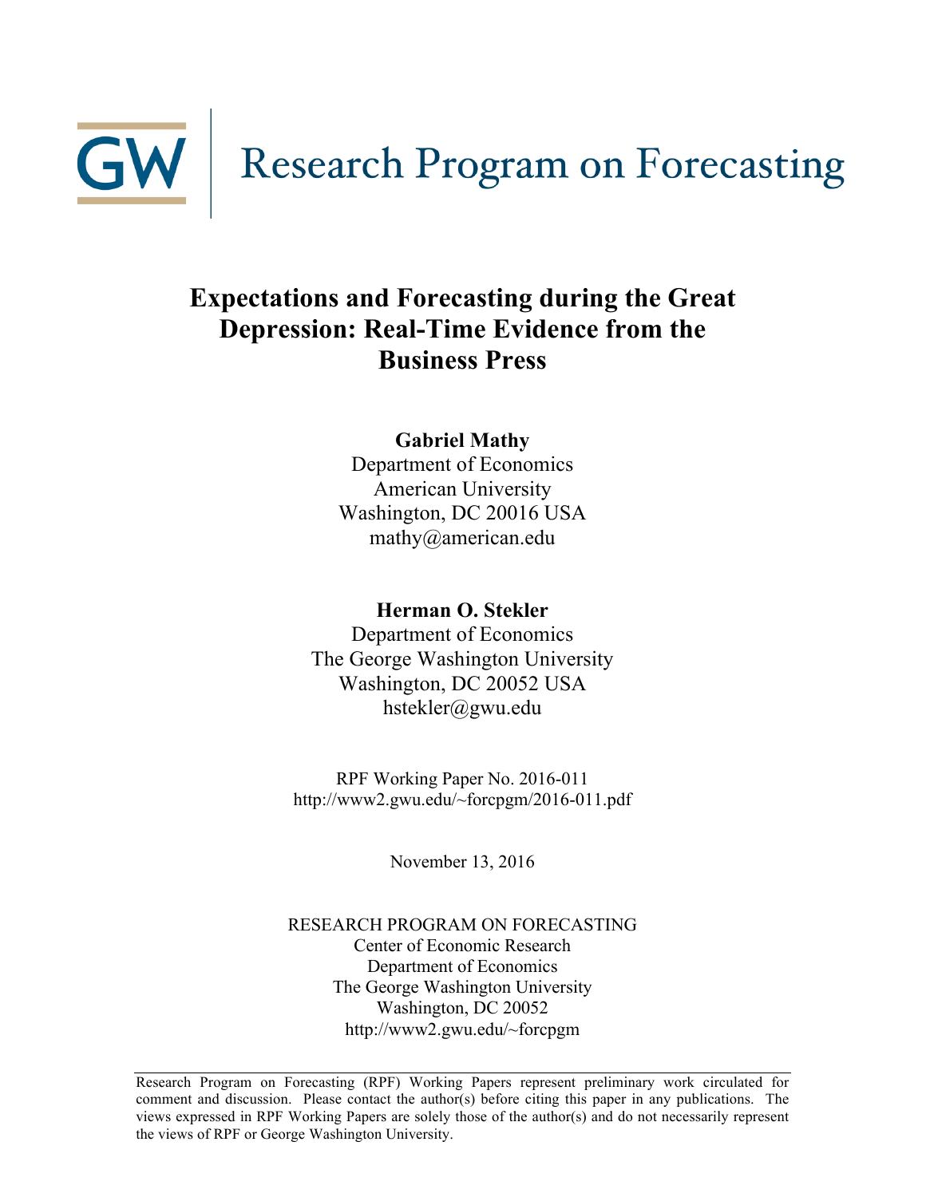GW | Research Program on Forecasting

# Expectations and Forecasting during the Great Depression: Real-Time Evidence from the Business Press

**Gabriel Mathy**
Department of Economics
American University
Washington, DC 20016 USA
mathy@american.edu

**Herman O. Stekler**
Department of Economics
The George Washington University
Washington, DC 20052 USA
hstekler@gwu.edu

RPF Working Paper No. 2016-011
http://www2.gwu.edu/~forcpgm/2016-011.pdf

November 13, 2016

RESEARCH PROGRAM ON FORECASTING
Center of Economic Research
Department of Economics
The George Washington University
Washington, DC 20052
http://www2.gwu.edu/~forcpgm

Research Program on Forecasting (RPF) Working Papers represent preliminary work circulated for comment and discussion. Please contact the author(s) before citing this paper in any publications. The views expressed in RPF Working Papers are solely those of the author(s) and do not necessarily represent the views of RPF or George Washington University.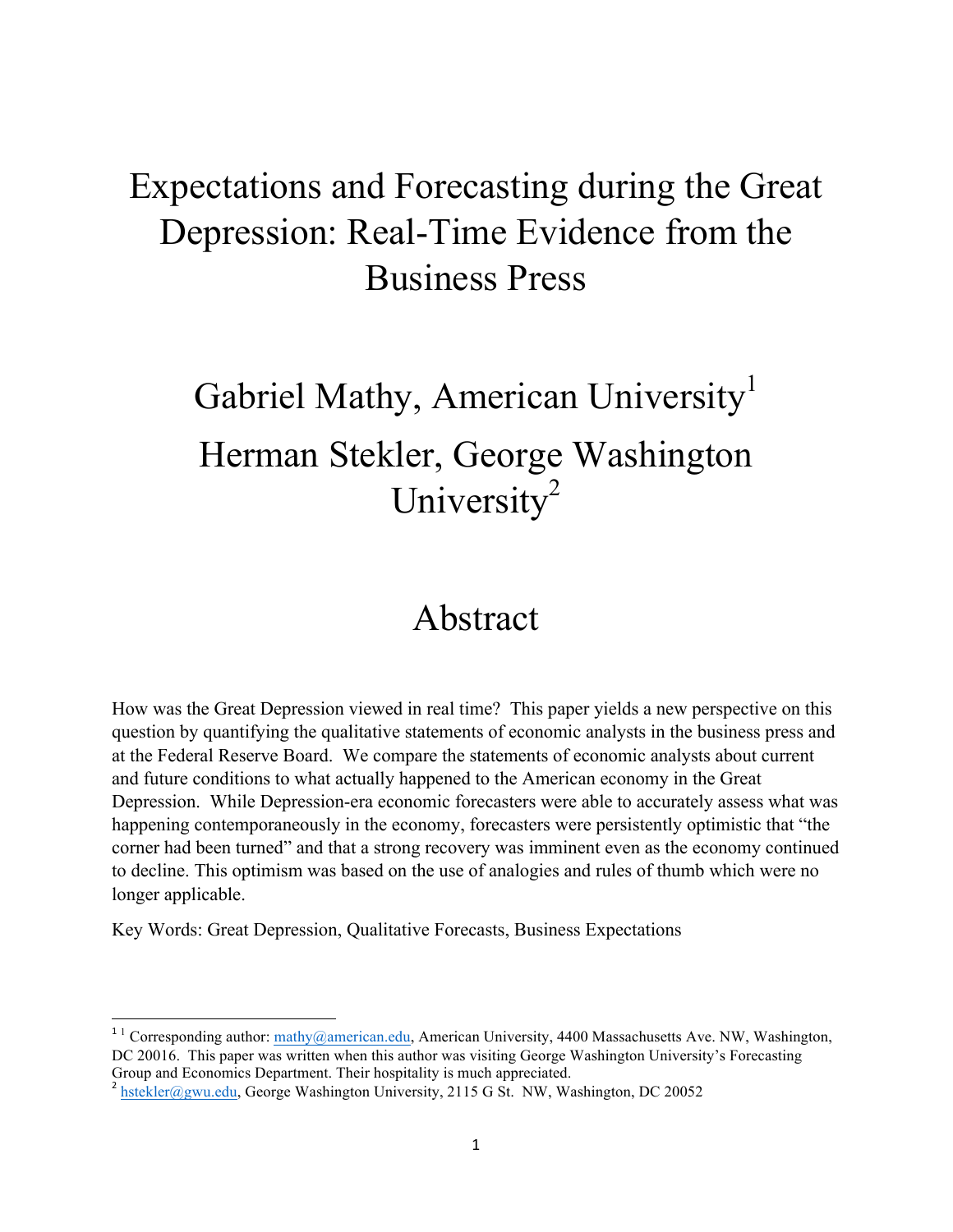# Expectations and Forecasting during the Great Depression: Real-Time Evidence from the Business Press

## Gabriel Mathy, American University[1]

## Herman Stekler, George Washington University[2]

## Abstract

How was the Great Depression viewed in real time? This paper yields a new perspective on this question by quantifying the qualitative statements of economic analysts in the business press and at the Federal Reserve Board. We compare the statements of economic analysts about current and future conditions to what actually happened to the American economy in the Great Depression. While Depression-era economic forecasters were able to accurately assess what was happening contemporaneously in the economy, forecasters were persistently optimistic that "the corner had been turned" and that a strong recovery was imminent even as the economy continued to decline. This optimism was based on the use of analogies and rules of thumb which were no longer applicable.

Key Words: Great Depression, Qualitative Forecasts, Business Expectations

---

[1] Corresponding author: mathy@american.edu, American University, 4400 Massachusetts Ave. NW, Washington, DC 20016. This paper was written when this author was visiting George Washington University's Forecasting Group and Economics Department. Their hospitality is much appreciated.

[2] hstekler@gwu.edu, George Washington University, 2115 G St. NW, Washington, DC 20052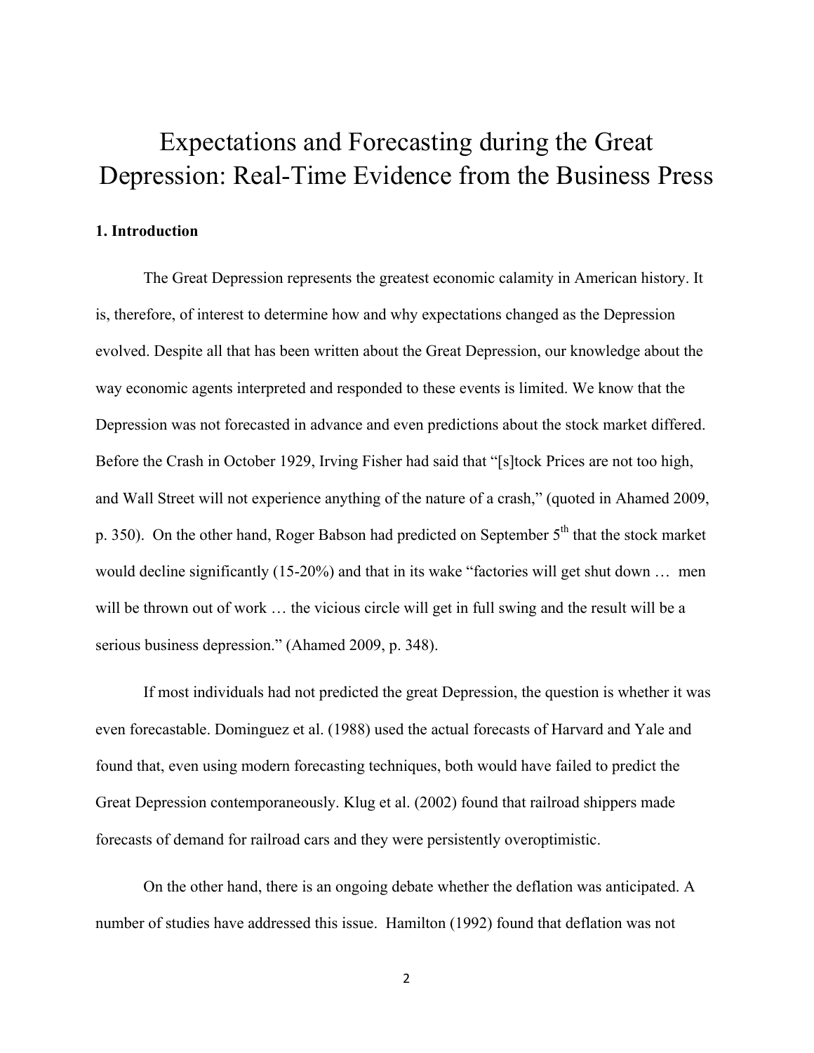# Expectations and Forecasting during the Great Depression: Real-Time Evidence from the Business Press

## 1. Introduction

The Great Depression represents the greatest economic calamity in American history. It is, therefore, of interest to determine how and why expectations changed as the Depression evolved. Despite all that has been written about the Great Depression, our knowledge about the way economic agents interpreted and responded to these events is limited. We know that the Depression was not forecasted in advance and even predictions about the stock market differed. Before the Crash in October 1929, Irving Fisher had said that "[s]tock Prices are not too high, and Wall Street will not experience anything of the nature of a crash," (quoted in Ahamed 2009, p. 350). On the other hand, Roger Babson had predicted on September 5th that the stock market would decline significantly (15-20%) and that in its wake "factories will get shut down … men will be thrown out of work … the vicious circle will get in full swing and the result will be a serious business depression." (Ahamed 2009, p. 348).

If most individuals had not predicted the great Depression, the question is whether it was even forecastable. Dominguez et al. (1988) used the actual forecasts of Harvard and Yale and found that, even using modern forecasting techniques, both would have failed to predict the Great Depression contemporaneously. Klug et al. (2002) found that railroad shippers made forecasts of demand for railroad cars and they were persistently overoptimistic.

On the other hand, there is an ongoing debate whether the deflation was anticipated. A number of studies have addressed this issue. Hamilton (1992) found that deflation was not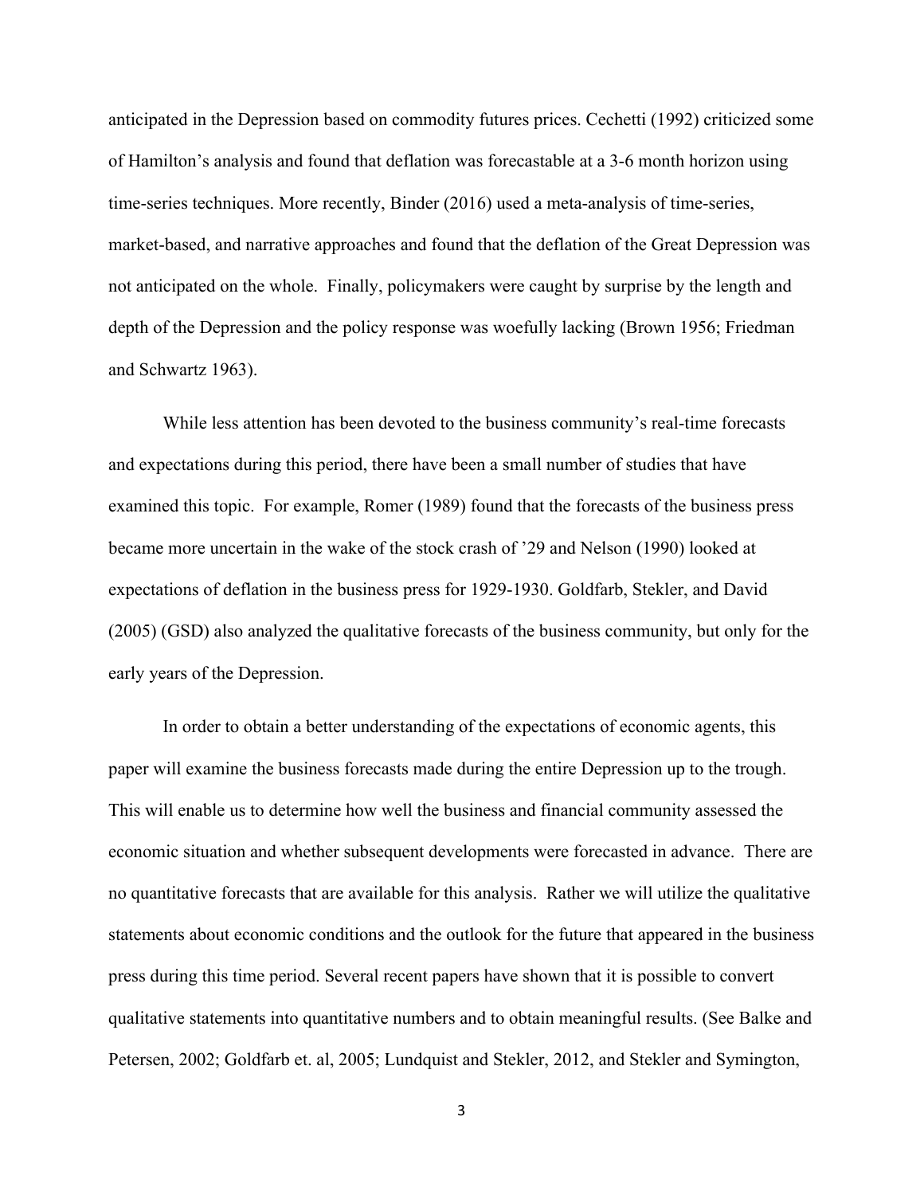anticipated in the Depression based on commodity futures prices. Cechetti (1992) criticized some of Hamilton's analysis and found that deflation was forecastable at a 3-6 month horizon using time-series techniques. More recently, Binder (2016) used a meta-analysis of time-series, market-based, and narrative approaches and found that the deflation of the Great Depression was not anticipated on the whole. Finally, policymakers were caught by surprise by the length and depth of the Depression and the policy response was woefully lacking (Brown 1956; Friedman and Schwartz 1963).

While less attention has been devoted to the business community's real-time forecasts and expectations during this period, there have been a small number of studies that have examined this topic. For example, Romer (1989) found that the forecasts of the business press became more uncertain in the wake of the stock crash of '29 and Nelson (1990) looked at expectations of deflation in the business press for 1929-1930. Goldfarb, Stekler, and David (2005) (GSD) also analyzed the qualitative forecasts of the business community, but only for the early years of the Depression.

In order to obtain a better understanding of the expectations of economic agents, this paper will examine the business forecasts made during the entire Depression up to the trough. This will enable us to determine how well the business and financial community assessed the economic situation and whether subsequent developments were forecasted in advance. There are no quantitative forecasts that are available for this analysis. Rather we will utilize the qualitative statements about economic conditions and the outlook for the future that appeared in the business press during this time period. Several recent papers have shown that it is possible to convert qualitative statements into quantitative numbers and to obtain meaningful results. (See Balke and Petersen, 2002; Goldfarb et. al, 2005; Lundquist and Stekler, 2012, and Stekler and Symington,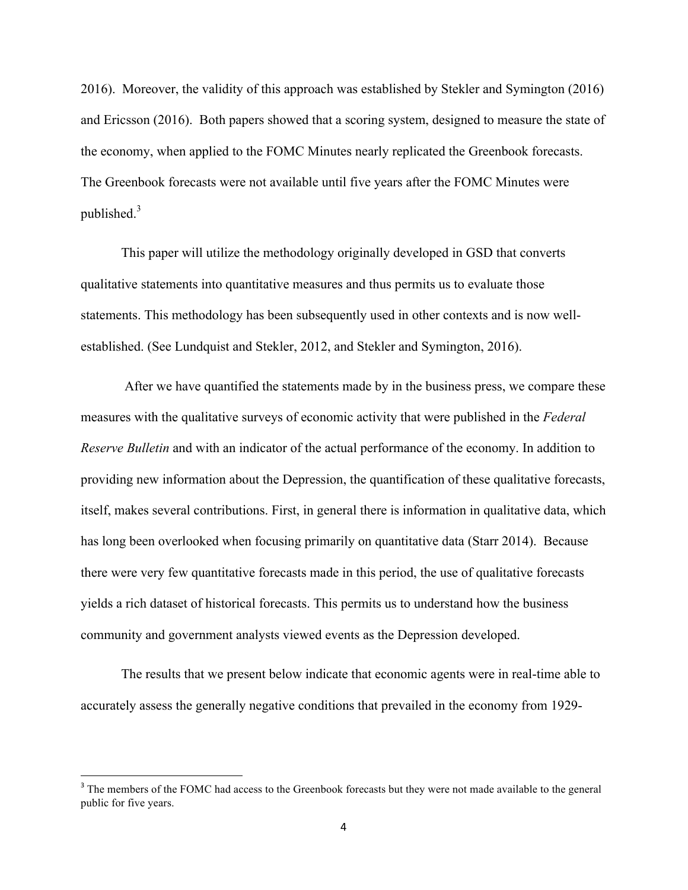2016). Moreover, the validity of this approach was established by Stekler and Symington (2016) and Ericsson (2016). Both papers showed that a scoring system, designed to measure the state of the economy, when applied to the FOMC Minutes nearly replicated the Greenbook forecasts. The Greenbook forecasts were not available until five years after the FOMC Minutes were published.[3]

This paper will utilize the methodology originally developed in GSD that converts qualitative statements into quantitative measures and thus permits us to evaluate those statements. This methodology has been subsequently used in other contexts and is now well-established. (See Lundquist and Stekler, 2012, and Stekler and Symington, 2016).

After we have quantified the statements made by in the business press, we compare these measures with the qualitative surveys of economic activity that were published in the *Federal Reserve Bulletin* and with an indicator of the actual performance of the economy. In addition to providing new information about the Depression, the quantification of these qualitative forecasts, itself, makes several contributions. First, in general there is information in qualitative data, which has long been overlooked when focusing primarily on quantitative data (Starr 2014). Because there were very few quantitative forecasts made in this period, the use of qualitative forecasts yields a rich dataset of historical forecasts. This permits us to understand how the business community and government analysts viewed events as the Depression developed.

The results that we present below indicate that economic agents were in real-time able to accurately assess the generally negative conditions that prevailed in the economy from 1929-

[3] The members of the FOMC had access to the Greenbook forecasts but they were not made available to the general public for five years.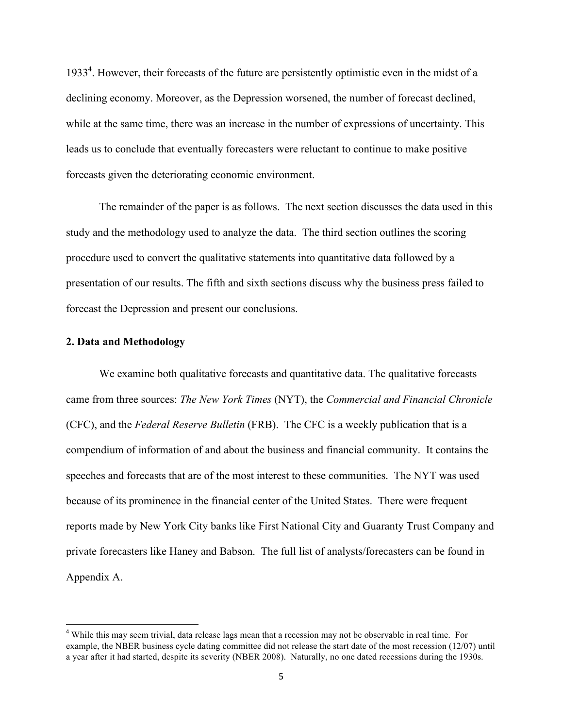1933[4]. However, their forecasts of the future are persistently optimistic even in the midst of a declining economy. Moreover, as the Depression worsened, the number of forecast declined, while at the same time, there was an increase in the number of expressions of uncertainty. This leads us to conclude that eventually forecasters were reluctant to continue to make positive forecasts given the deteriorating economic environment.

The remainder of the paper is as follows. The next section discusses the data used in this study and the methodology used to analyze the data. The third section outlines the scoring procedure used to convert the qualitative statements into quantitative data followed by a presentation of our results. The fifth and sixth sections discuss why the business press failed to forecast the Depression and present our conclusions.

## 2. Data and Methodology

We examine both qualitative forecasts and quantitative data. The qualitative forecasts came from three sources: *The New York Times* (NYT), the *Commercial and Financial Chronicle* (CFC), and the *Federal Reserve Bulletin* (FRB). The CFC is a weekly publication that is a compendium of information of and about the business and financial community. It contains the speeches and forecasts that are of the most interest to these communities. The NYT was used because of its prominence in the financial center of the United States. There were frequent reports made by New York City banks like First National City and Guaranty Trust Company and private forecasters like Haney and Babson. The full list of analysts/forecasters can be found in Appendix A.

[4] While this may seem trivial, data release lags mean that a recession may not be observable in real time. For example, the NBER business cycle dating committee did not release the start date of the most recession (12/07) until a year after it had started, despite its severity (NBER 2008). Naturally, no one dated recessions during the 1930s.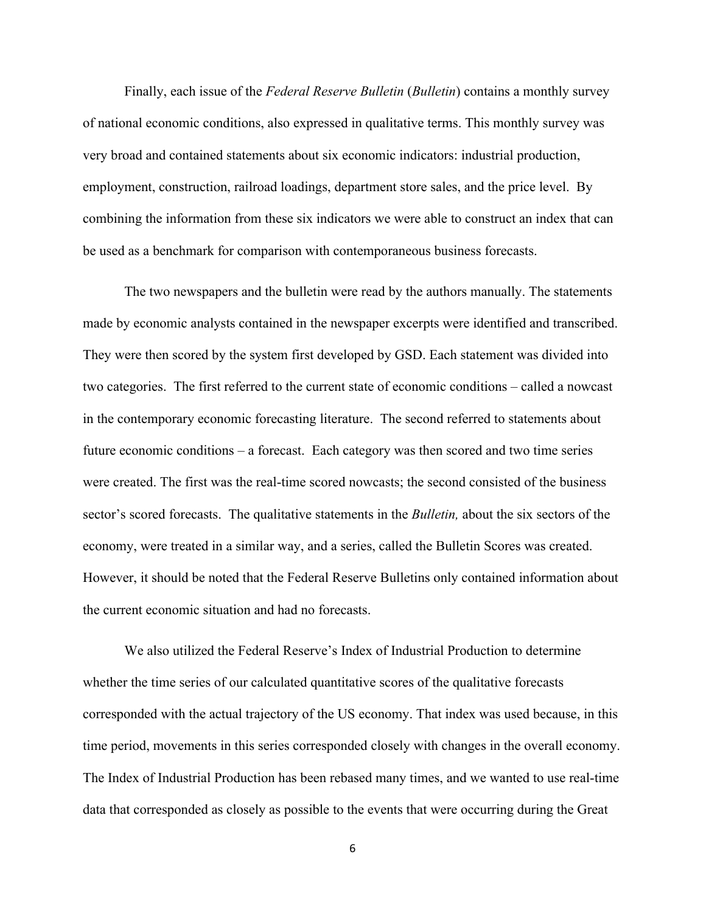Finally, each issue of the *Federal Reserve Bulletin* (*Bulletin*) contains a monthly survey of national economic conditions, also expressed in qualitative terms. This monthly survey was very broad and contained statements about six economic indicators: industrial production, employment, construction, railroad loadings, department store sales, and the price level. By combining the information from these six indicators we were able to construct an index that can be used as a benchmark for comparison with contemporaneous business forecasts.

The two newspapers and the bulletin were read by the authors manually. The statements made by economic analysts contained in the newspaper excerpts were identified and transcribed. They were then scored by the system first developed by GSD. Each statement was divided into two categories. The first referred to the current state of economic conditions – called a nowcast in the contemporary economic forecasting literature. The second referred to statements about future economic conditions – a forecast. Each category was then scored and two time series were created. The first was the real-time scored nowcasts; the second consisted of the business sector's scored forecasts. The qualitative statements in the *Bulletin,* about the six sectors of the economy, were treated in a similar way, and a series, called the Bulletin Scores was created. However, it should be noted that the Federal Reserve Bulletins only contained information about the current economic situation and had no forecasts.

We also utilized the Federal Reserve's Index of Industrial Production to determine whether the time series of our calculated quantitative scores of the qualitative forecasts corresponded with the actual trajectory of the US economy. That index was used because, in this time period, movements in this series corresponded closely with changes in the overall economy. The Index of Industrial Production has been rebased many times, and we wanted to use real-time data that corresponded as closely as possible to the events that were occurring during the Great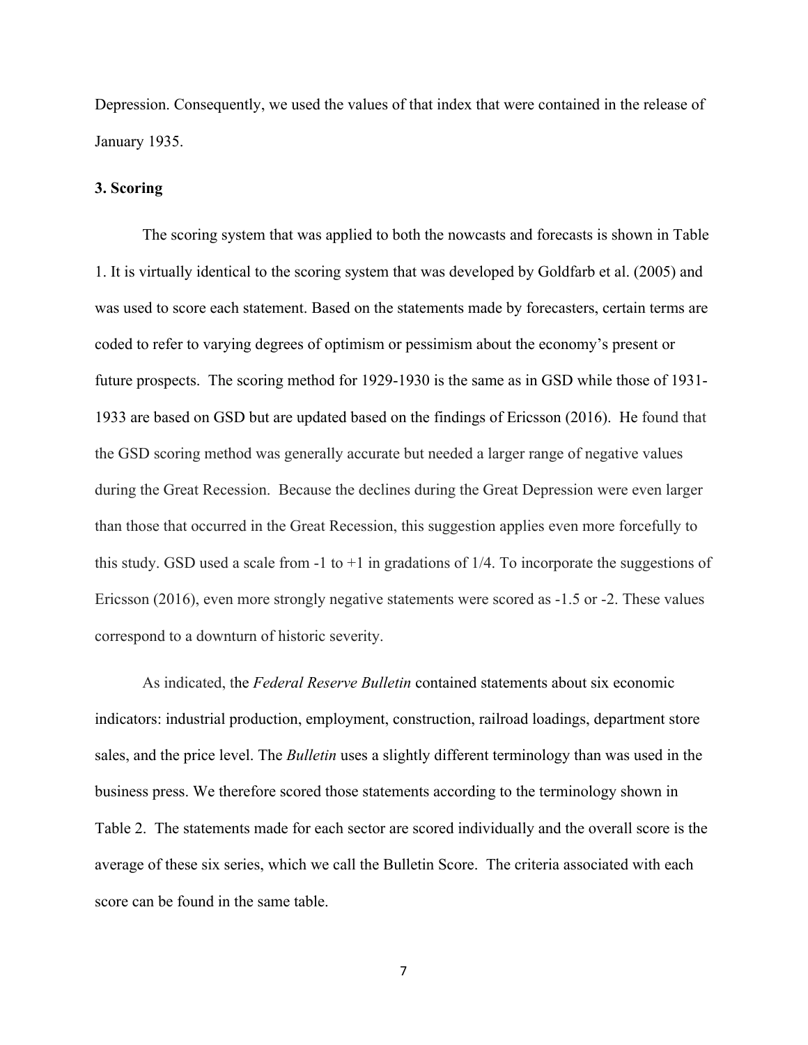Depression. Consequently, we used the values of that index that were contained in the release of January 1935.

### 3. Scoring

The scoring system that was applied to both the nowcasts and forecasts is shown in Table 1. It is virtually identical to the scoring system that was developed by Goldfarb et al. (2005) and was used to score each statement. Based on the statements made by forecasters, certain terms are coded to refer to varying degrees of optimism or pessimism about the economy's present or future prospects. The scoring method for 1929-1930 is the same as in GSD while those of 1931-1933 are based on GSD but are updated based on the findings of Ericsson (2016). He found that the GSD scoring method was generally accurate but needed a larger range of negative values during the Great Recession. Because the declines during the Great Depression were even larger than those that occurred in the Great Recession, this suggestion applies even more forcefully to this study. GSD used a scale from -1 to +1 in gradations of 1/4. To incorporate the suggestions of Ericsson (2016), even more strongly negative statements were scored as -1.5 or -2. These values correspond to a downturn of historic severity.

As indicated, the *Federal Reserve Bulletin* contained statements about six economic indicators: industrial production, employment, construction, railroad loadings, department store sales, and the price level. The *Bulletin* uses a slightly different terminology than was used in the business press. We therefore scored those statements according to the terminology shown in Table 2. The statements made for each sector are scored individually and the overall score is the average of these six series, which we call the Bulletin Score. The criteria associated with each score can be found in the same table.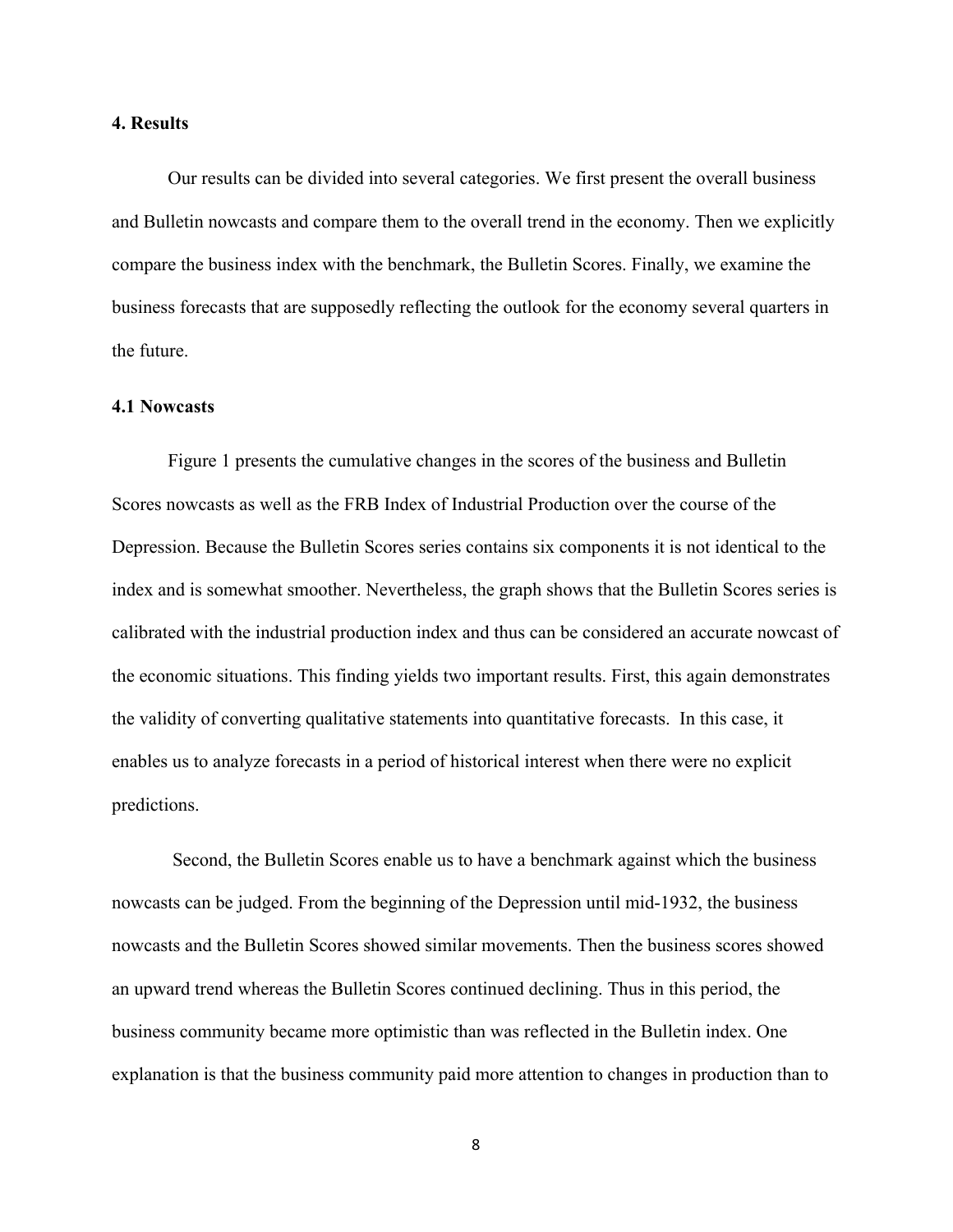## 4. Results

Our results can be divided into several categories. We first present the overall business and Bulletin nowcasts and compare them to the overall trend in the economy. Then we explicitly compare the business index with the benchmark, the Bulletin Scores. Finally, we examine the business forecasts that are supposedly reflecting the outlook for the economy several quarters in the future.

### 4.1 Nowcasts

Figure 1 presents the cumulative changes in the scores of the business and Bulletin Scores nowcasts as well as the FRB Index of Industrial Production over the course of the Depression. Because the Bulletin Scores series contains six components it is not identical to the index and is somewhat smoother. Nevertheless, the graph shows that the Bulletin Scores series is calibrated with the industrial production index and thus can be considered an accurate nowcast of the economic situations. This finding yields two important results. First, this again demonstrates the validity of converting qualitative statements into quantitative forecasts. In this case, it enables us to analyze forecasts in a period of historical interest when there were no explicit predictions.

Second, the Bulletin Scores enable us to have a benchmark against which the business nowcasts can be judged. From the beginning of the Depression until mid-1932, the business nowcasts and the Bulletin Scores showed similar movements. Then the business scores showed an upward trend whereas the Bulletin Scores continued declining. Thus in this period, the business community became more optimistic than was reflected in the Bulletin index. One explanation is that the business community paid more attention to changes in production than to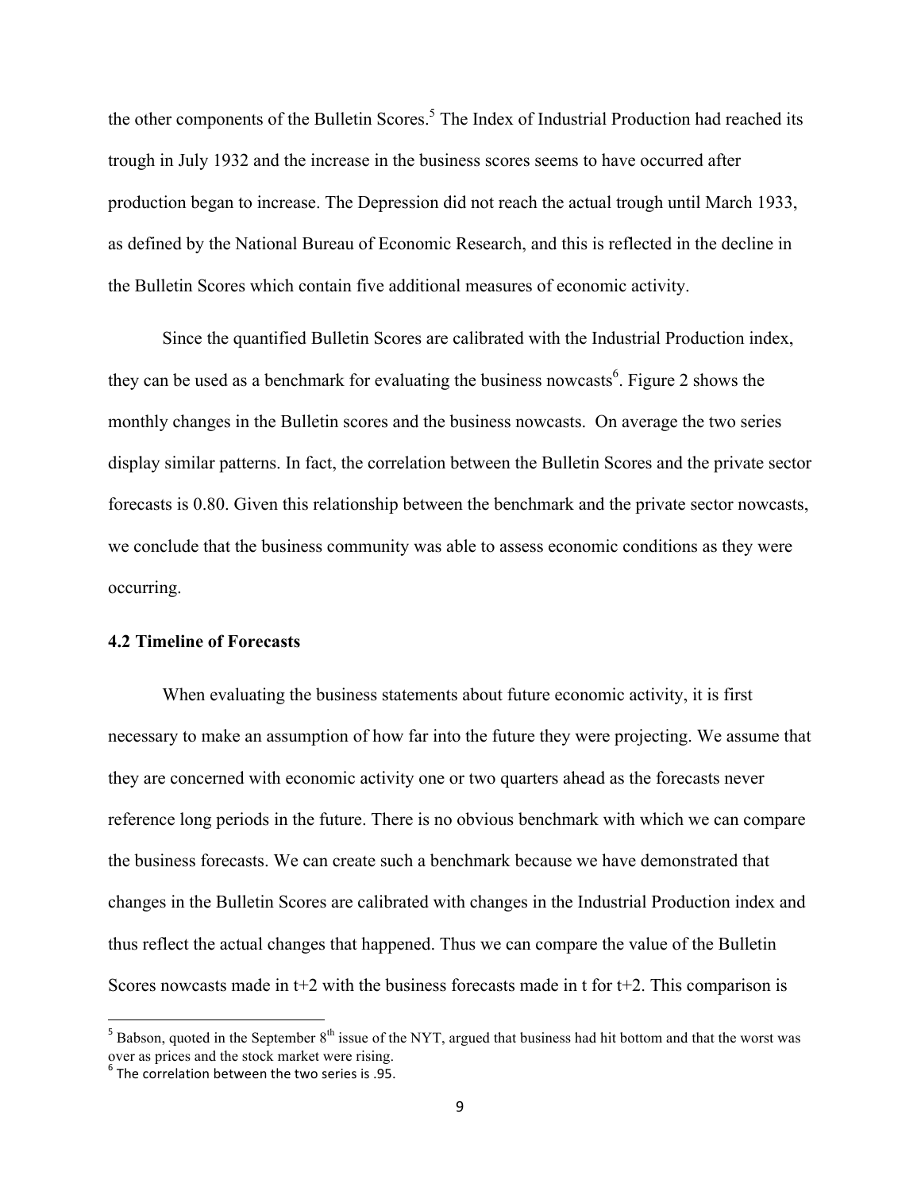the other components of the Bulletin Scores.[5] The Index of Industrial Production had reached its trough in July 1932 and the increase in the business scores seems to have occurred after production began to increase. The Depression did not reach the actual trough until March 1933, as defined by the National Bureau of Economic Research, and this is reflected in the decline in the Bulletin Scores which contain five additional measures of economic activity.

Since the quantified Bulletin Scores are calibrated with the Industrial Production index, they can be used as a benchmark for evaluating the business nowcasts[6]. Figure 2 shows the monthly changes in the Bulletin scores and the business nowcasts. On average the two series display similar patterns. In fact, the correlation between the Bulletin Scores and the private sector forecasts is 0.80. Given this relationship between the benchmark and the private sector nowcasts, we conclude that the business community was able to assess economic conditions as they were occurring.

### 4.2 Timeline of Forecasts

When evaluating the business statements about future economic activity, it is first necessary to make an assumption of how far into the future they were projecting. We assume that they are concerned with economic activity one or two quarters ahead as the forecasts never reference long periods in the future. There is no obvious benchmark with which we can compare the business forecasts. We can create such a benchmark because we have demonstrated that changes in the Bulletin Scores are calibrated with changes in the Industrial Production index and thus reflect the actual changes that happened. Thus we can compare the value of the Bulletin Scores nowcasts made in t+2 with the business forecasts made in t for t+2. This comparison is

---

[5] Babson, quoted in the September 8th issue of the NYT, argued that business had hit bottom and that the worst was over as prices and the stock market were rising.

[6] The correlation between the two series is .95.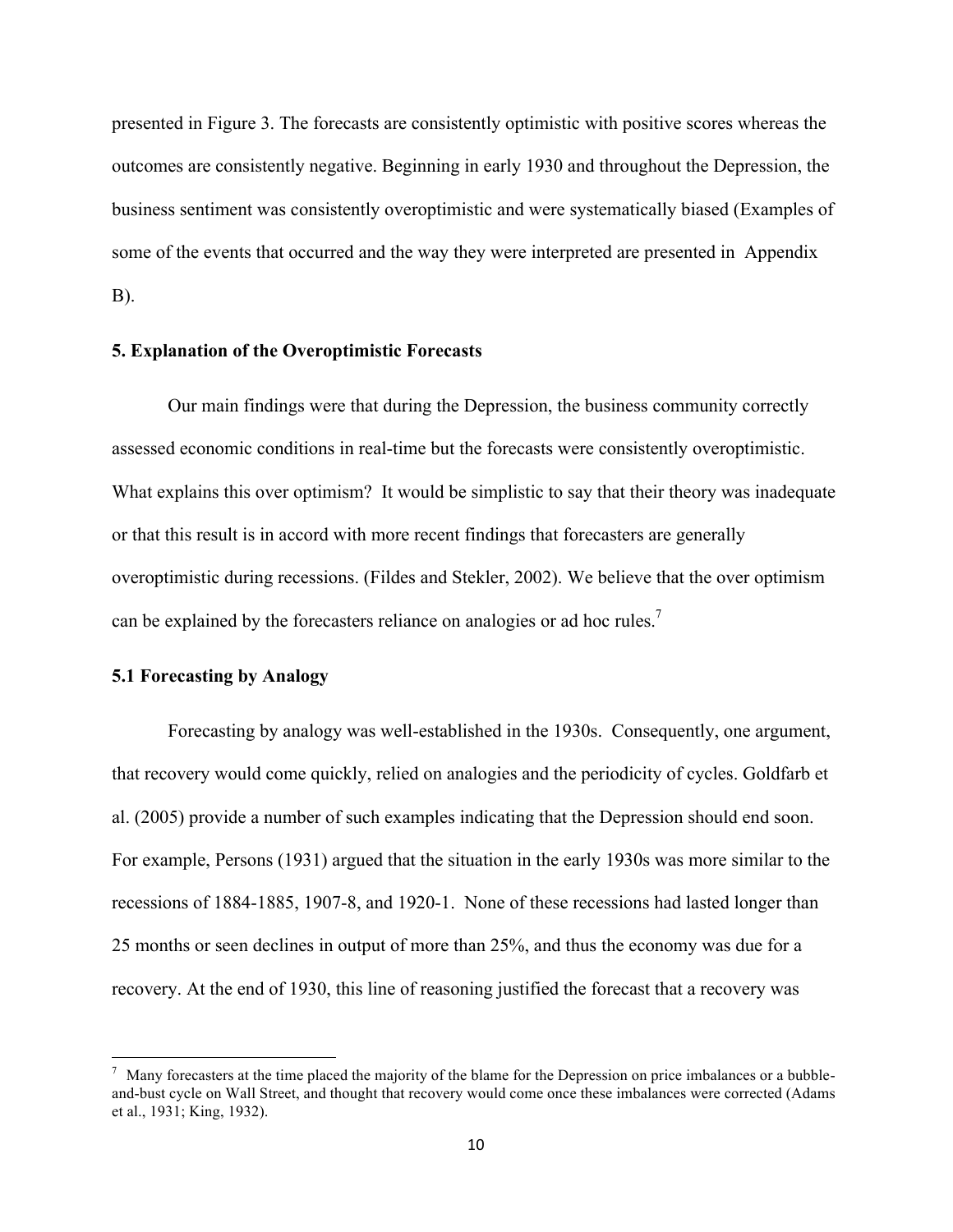presented in Figure 3. The forecasts are consistently optimistic with positive scores whereas the outcomes are consistently negative. Beginning in early 1930 and throughout the Depression, the business sentiment was consistently overoptimistic and were systematically biased (Examples of some of the events that occurred and the way they were interpreted are presented in Appendix B).

### 5. Explanation of the Overoptimistic Forecasts

Our main findings were that during the Depression, the business community correctly assessed economic conditions in real-time but the forecasts were consistently overoptimistic. What explains this over optimism? It would be simplistic to say that their theory was inadequate or that this result is in accord with more recent findings that forecasters are generally overoptimistic during recessions. (Fildes and Stekler, 2002). We believe that the over optimism can be explained by the forecasters reliance on analogies or ad hoc rules.[7]

#### 5.1 Forecasting by Analogy

Forecasting by analogy was well-established in the 1930s. Consequently, one argument, that recovery would come quickly, relied on analogies and the periodicity of cycles. Goldfarb et al. (2005) provide a number of such examples indicating that the Depression should end soon. For example, Persons (1931) argued that the situation in the early 1930s was more similar to the recessions of 1884-1885, 1907-8, and 1920-1. None of these recessions had lasted longer than 25 months or seen declines in output of more than 25%, and thus the economy was due for a recovery. At the end of 1930, this line of reasoning justified the forecast that a recovery was

---

[7] Many forecasters at the time placed the majority of the blame for the Depression on price imbalances or a bubble-and-bust cycle on Wall Street, and thought that recovery would come once these imbalances were corrected (Adams et al., 1931; King, 1932).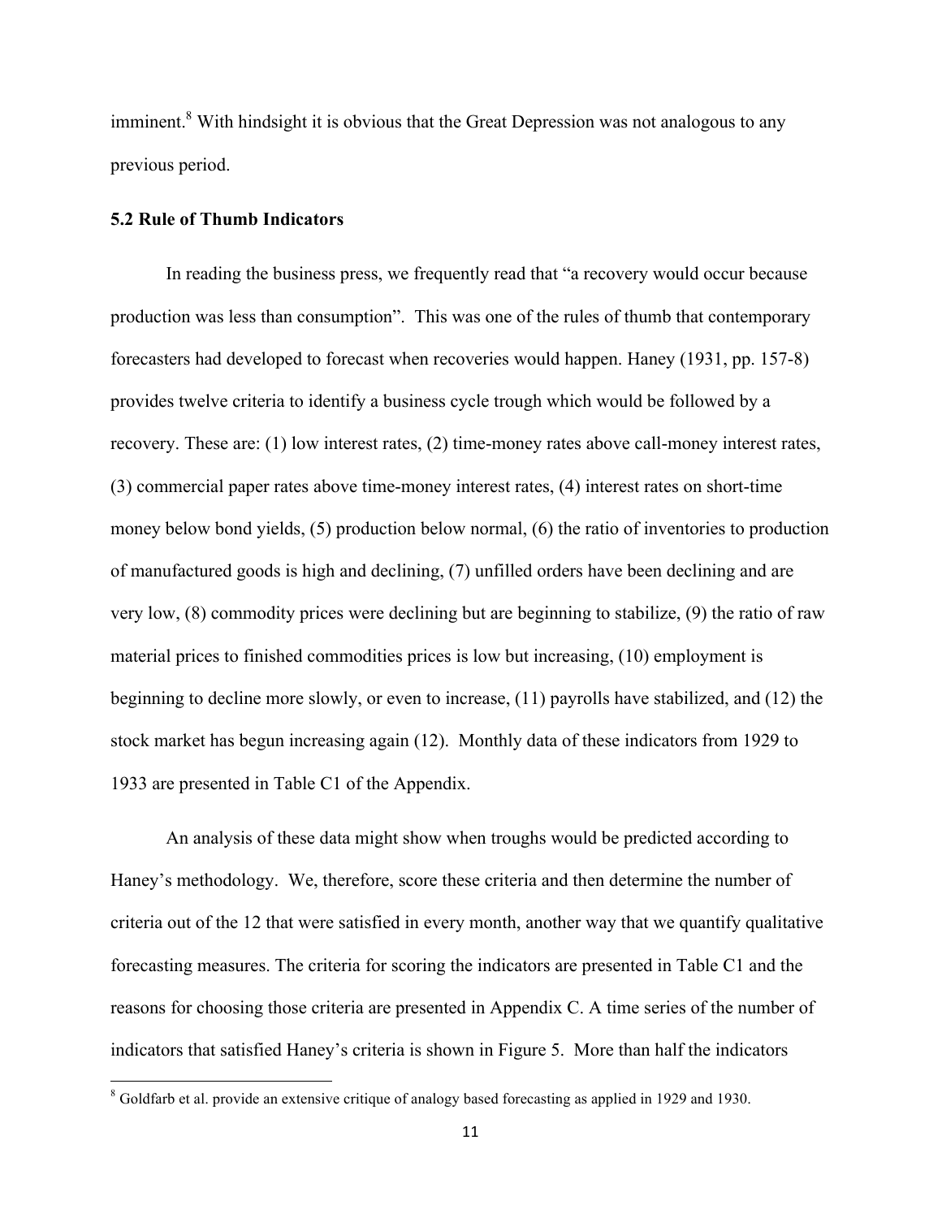imminent.[8] With hindsight it is obvious that the Great Depression was not analogous to any previous period.

### 5.2 Rule of Thumb Indicators

In reading the business press, we frequently read that "a recovery would occur because production was less than consumption". This was one of the rules of thumb that contemporary forecasters had developed to forecast when recoveries would happen. Haney (1931, pp. 157-8) provides twelve criteria to identify a business cycle trough which would be followed by a recovery. These are: (1) low interest rates, (2) time-money rates above call-money interest rates, (3) commercial paper rates above time-money interest rates, (4) interest rates on short-time money below bond yields, (5) production below normal, (6) the ratio of inventories to production of manufactured goods is high and declining, (7) unfilled orders have been declining and are very low, (8) commodity prices were declining but are beginning to stabilize, (9) the ratio of raw material prices to finished commodities prices is low but increasing, (10) employment is beginning to decline more slowly, or even to increase, (11) payrolls have stabilized, and (12) the stock market has begun increasing again (12). Monthly data of these indicators from 1929 to 1933 are presented in Table C1 of the Appendix.

An analysis of these data might show when troughs would be predicted according to Haney's methodology. We, therefore, score these criteria and then determine the number of criteria out of the 12 that were satisfied in every month, another way that we quantify qualitative forecasting measures. The criteria for scoring the indicators are presented in Table C1 and the reasons for choosing those criteria are presented in Appendix C. A time series of the number of indicators that satisfied Haney's criteria is shown in Figure 5. More than half the indicators

[8] Goldfarb et al. provide an extensive critique of analogy based forecasting as applied in 1929 and 1930.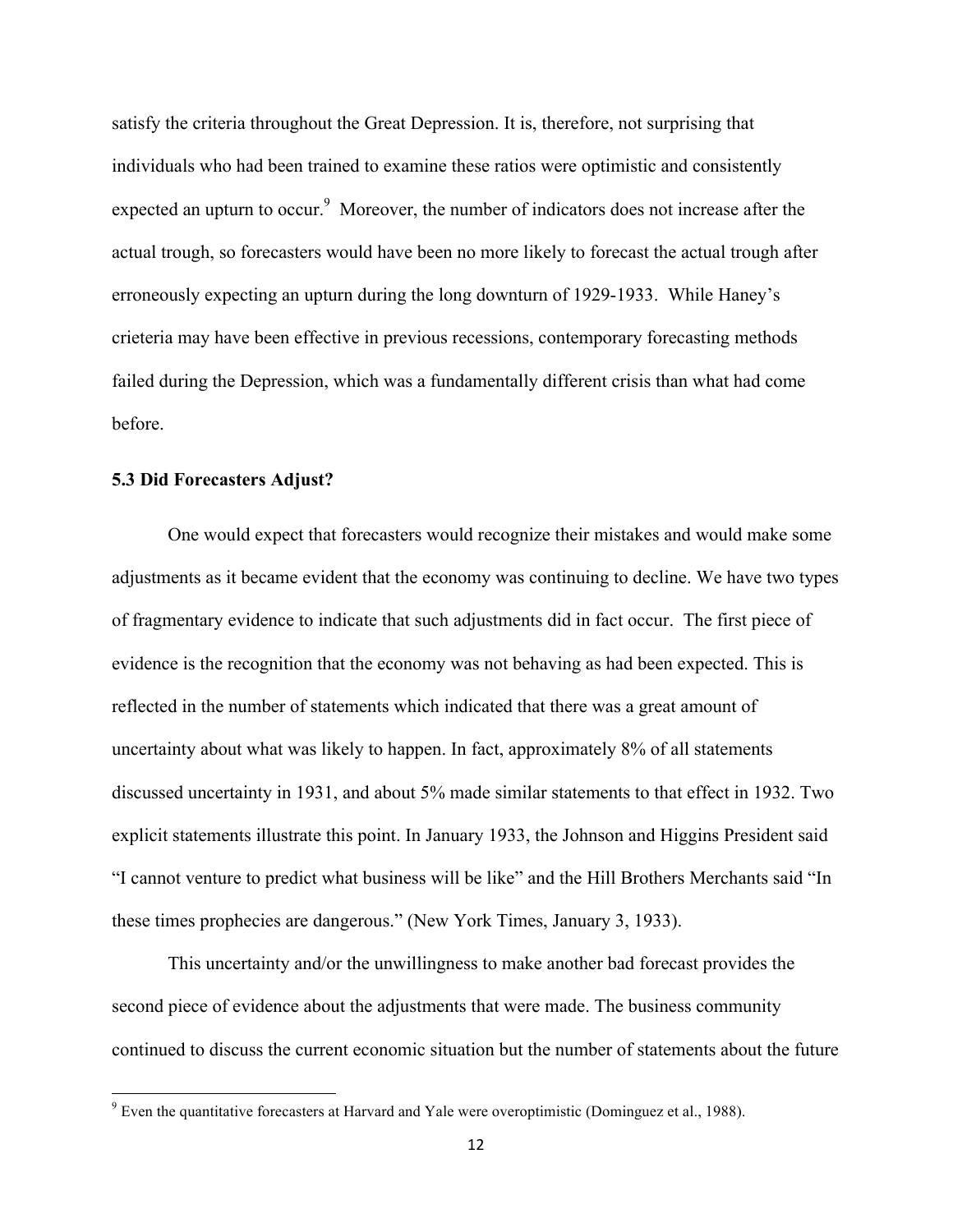satisfy the criteria throughout the Great Depression. It is, therefore, not surprising that individuals who had been trained to examine these ratios were optimistic and consistently expected an upturn to occur.[9] Moreover, the number of indicators does not increase after the actual trough, so forecasters would have been no more likely to forecast the actual trough after erroneously expecting an upturn during the long downturn of 1929-1933. While Haney's crieteria may have been effective in previous recessions, contemporary forecasting methods failed during the Depression, which was a fundamentally different crisis than what had come before.

### 5.3 Did Forecasters Adjust?

One would expect that forecasters would recognize their mistakes and would make some adjustments as it became evident that the economy was continuing to decline. We have two types of fragmentary evidence to indicate that such adjustments did in fact occur. The first piece of evidence is the recognition that the economy was not behaving as had been expected. This is reflected in the number of statements which indicated that there was a great amount of uncertainty about what was likely to happen. In fact, approximately 8% of all statements discussed uncertainty in 1931, and about 5% made similar statements to that effect in 1932. Two explicit statements illustrate this point. In January 1933, the Johnson and Higgins President said "I cannot venture to predict what business will be like" and the Hill Brothers Merchants said "In these times prophecies are dangerous." (New York Times, January 3, 1933).

This uncertainty and/or the unwillingness to make another bad forecast provides the second piece of evidence about the adjustments that were made. The business community continued to discuss the current economic situation but the number of statements about the future

[9] Even the quantitative forecasters at Harvard and Yale were overoptimistic (Dominguez et al., 1988).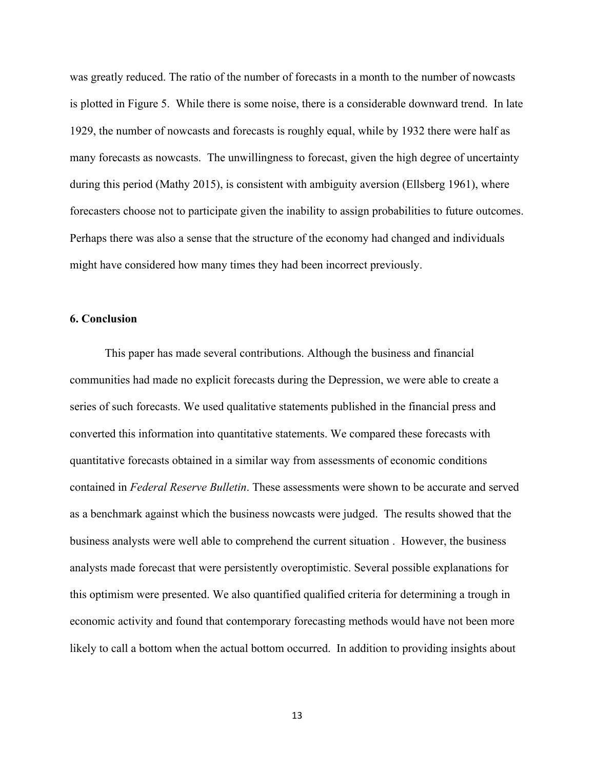was greatly reduced. The ratio of the number of forecasts in a month to the number of nowcasts is plotted in Figure 5. While there is some noise, there is a considerable downward trend. In late 1929, the number of nowcasts and forecasts is roughly equal, while by 1932 there were half as many forecasts as nowcasts. The unwillingness to forecast, given the high degree of uncertainty during this period (Mathy 2015), is consistent with ambiguity aversion (Ellsberg 1961), where forecasters choose not to participate given the inability to assign probabilities to future outcomes. Perhaps there was also a sense that the structure of the economy had changed and individuals might have considered how many times they had been incorrect previously.

## 6. Conclusion

This paper has made several contributions. Although the business and financial communities had made no explicit forecasts during the Depression, we were able to create a series of such forecasts. We used qualitative statements published in the financial press and converted this information into quantitative statements. We compared these forecasts with quantitative forecasts obtained in a similar way from assessments of economic conditions contained in *Federal Reserve Bulletin*. These assessments were shown to be accurate and served as a benchmark against which the business nowcasts were judged. The results showed that the business analysts were well able to comprehend the current situation . However, the business analysts made forecast that were persistently overoptimistic. Several possible explanations for this optimism were presented. We also quantified qualified criteria for determining a trough in economic activity and found that contemporary forecasting methods would have not been more likely to call a bottom when the actual bottom occurred. In addition to providing insights about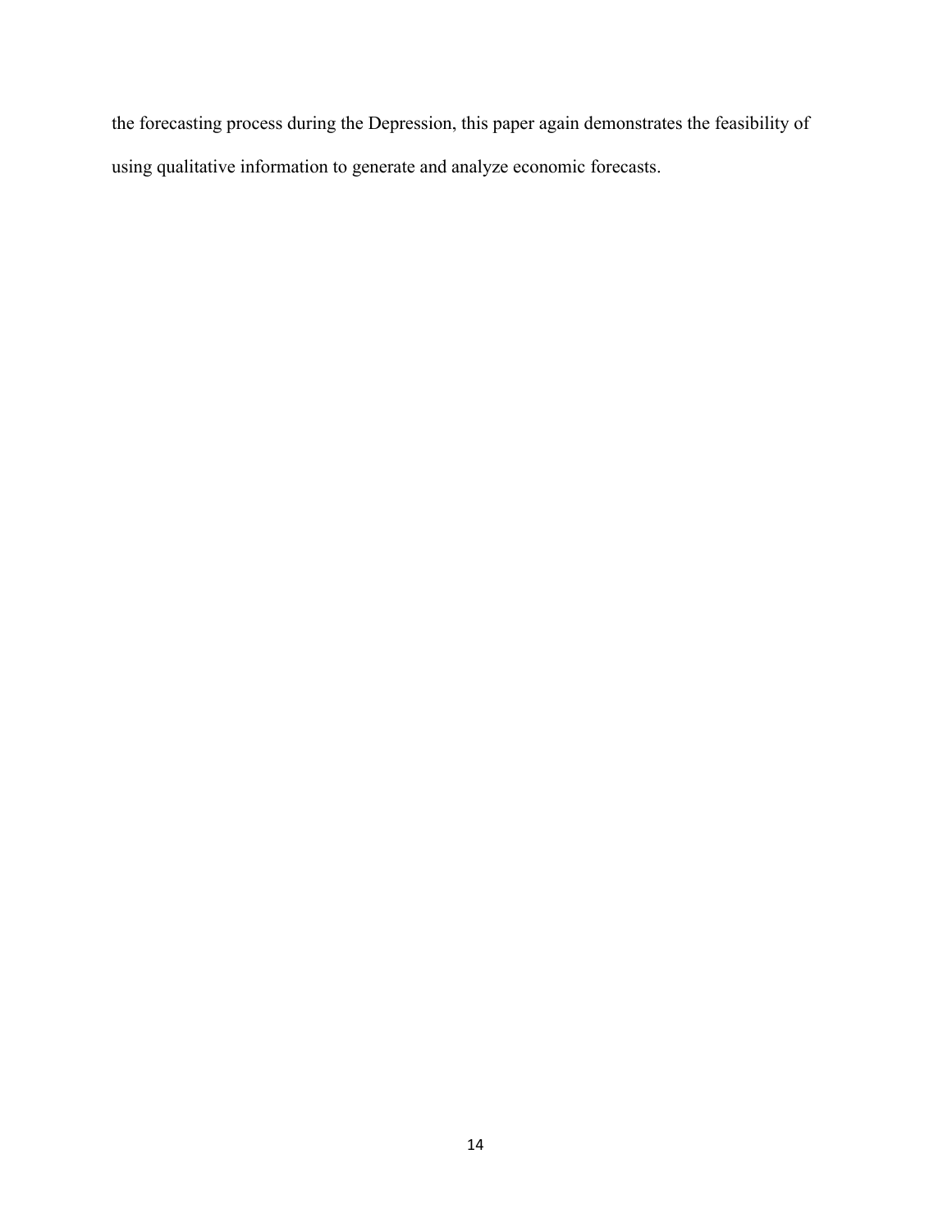the forecasting process during the Depression, this paper again demonstrates the feasibility of using qualitative information to generate and analyze economic forecasts.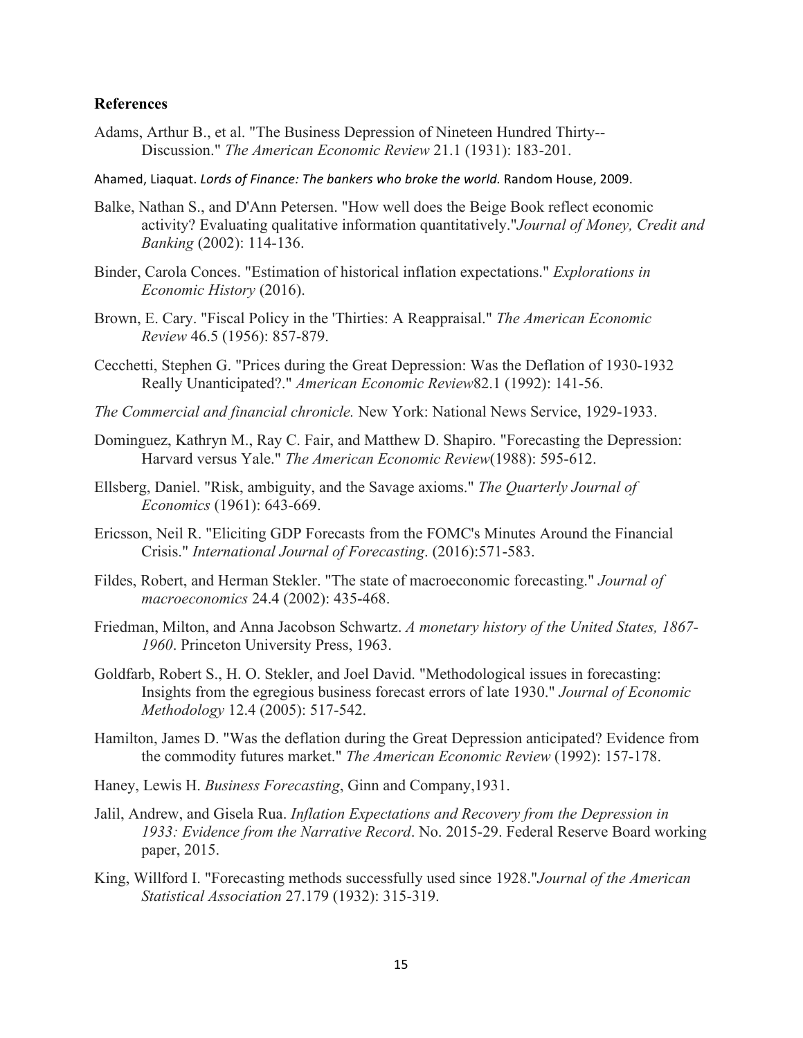## References

Adams, Arthur B., et al. "The Business Depression of Nineteen Hundred Thirty-- Discussion." *The American Economic Review* 21.1 (1931): 183-201.

Ahamed, Liaquat. *Lords of Finance: The bankers who broke the world.* Random House, 2009.

Balke, Nathan S., and D'Ann Petersen. "How well does the Beige Book reflect economic activity? Evaluating qualitative information quantitatively."*Journal of Money, Credit and Banking* (2002): 114-136.

Binder, Carola Conces. "Estimation of historical inflation expectations." *Explorations in Economic History* (2016).

Brown, E. Cary. "Fiscal Policy in the 'Thirties: A Reappraisal." *The American Economic Review* 46.5 (1956): 857-879.

Cecchetti, Stephen G. "Prices during the Great Depression: Was the Deflation of 1930-1932 Really Unanticipated?." *American Economic Review*82.1 (1992): 141-56.

*The Commercial and financial chronicle.* New York: National News Service, 1929-1933.

Dominguez, Kathryn M., Ray C. Fair, and Matthew D. Shapiro. "Forecasting the Depression: Harvard versus Yale." *The American Economic Review*(1988): 595-612.

Ellsberg, Daniel. "Risk, ambiguity, and the Savage axioms." *The Quarterly Journal of Economics* (1961): 643-669.

Ericsson, Neil R. "Eliciting GDP Forecasts from the FOMC's Minutes Around the Financial Crisis." *International Journal of Forecasting*. (2016):571-583.

Fildes, Robert, and Herman Stekler. "The state of macroeconomic forecasting." *Journal of macroeconomics* 24.4 (2002): 435-468.

Friedman, Milton, and Anna Jacobson Schwartz. *A monetary history of the United States, 1867-1960*. Princeton University Press, 1963.

Goldfarb, Robert S., H. O. Stekler, and Joel David. "Methodological issues in forecasting: Insights from the egregious business forecast errors of late 1930." *Journal of Economic Methodology* 12.4 (2005): 517-542.

Hamilton, James D. "Was the deflation during the Great Depression anticipated? Evidence from the commodity futures market." *The American Economic Review* (1992): 157-178.

Haney, Lewis H. *Business Forecasting*, Ginn and Company,1931.

Jalil, Andrew, and Gisela Rua. *Inflation Expectations and Recovery from the Depression in 1933: Evidence from the Narrative Record*. No. 2015-29. Federal Reserve Board working paper, 2015.

King, Willford I. "Forecasting methods successfully used since 1928."*Journal of the American Statistical Association* 27.179 (1932): 315-319.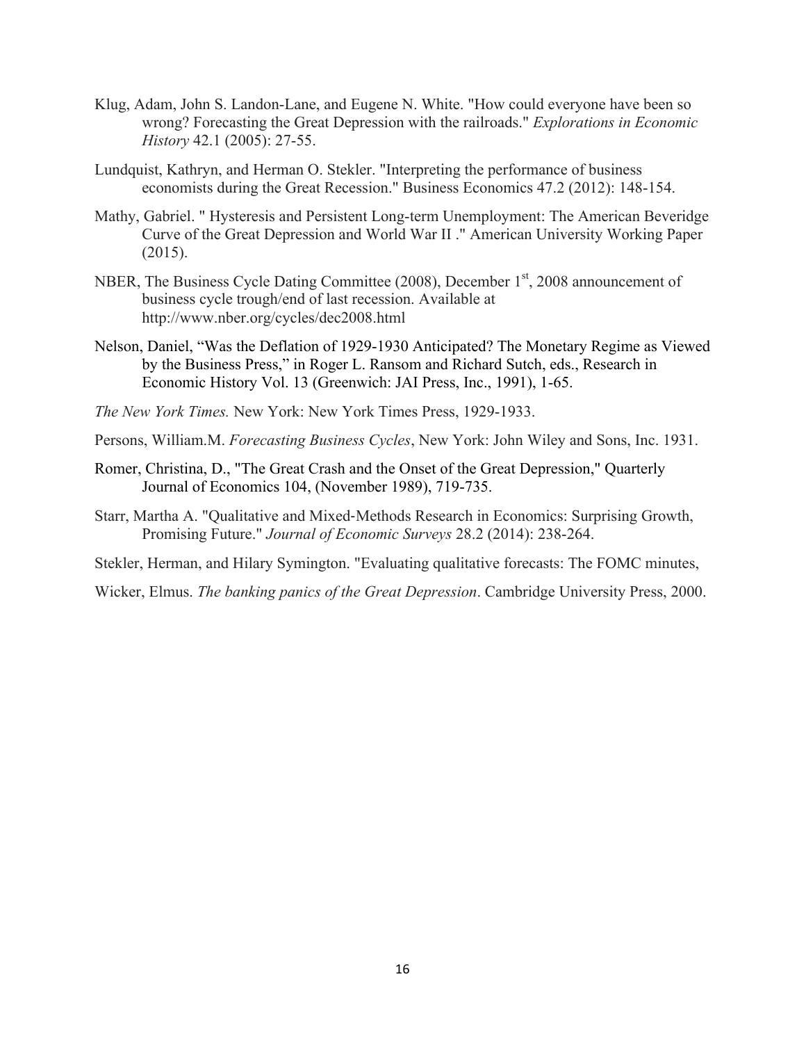Klug, Adam, John S. Landon-Lane, and Eugene N. White. "How could everyone have been so wrong? Forecasting the Great Depression with the railroads." *Explorations in Economic History* 42.1 (2005): 27-55.

Lundquist, Kathryn, and Herman O. Stekler. "Interpreting the performance of business economists during the Great Recession." Business Economics 47.2 (2012): 148-154.

Mathy, Gabriel. " Hysteresis and Persistent Long-term Unemployment: The American Beveridge Curve of the Great Depression and World War II ." American University Working Paper (2015).

NBER, The Business Cycle Dating Committee (2008), December 1st, 2008 announcement of business cycle trough/end of last recession. Available at http://www.nber.org/cycles/dec2008.html

Nelson, Daniel, "Was the Deflation of 1929-1930 Anticipated? The Monetary Regime as Viewed by the Business Press," in Roger L. Ransom and Richard Sutch, eds., Research in Economic History Vol. 13 (Greenwich: JAI Press, Inc., 1991), 1-65.

*The New York Times.* New York: New York Times Press, 1929-1933.

Persons, William.M. *Forecasting Business Cycles*, New York: John Wiley and Sons, Inc. 1931.

Romer, Christina, D., "The Great Crash and the Onset of the Great Depression," Quarterly Journal of Economics 104, (November 1989), 719-735.

Starr, Martha A. "Qualitative and Mixed-Methods Research in Economics: Surprising Growth, Promising Future." *Journal of Economic Surveys* 28.2 (2014): 238-264.

Stekler, Herman, and Hilary Symington. "Evaluating qualitative forecasts: The FOMC minutes,

Wicker, Elmus. *The banking panics of the Great Depression*. Cambridge University Press, 2000.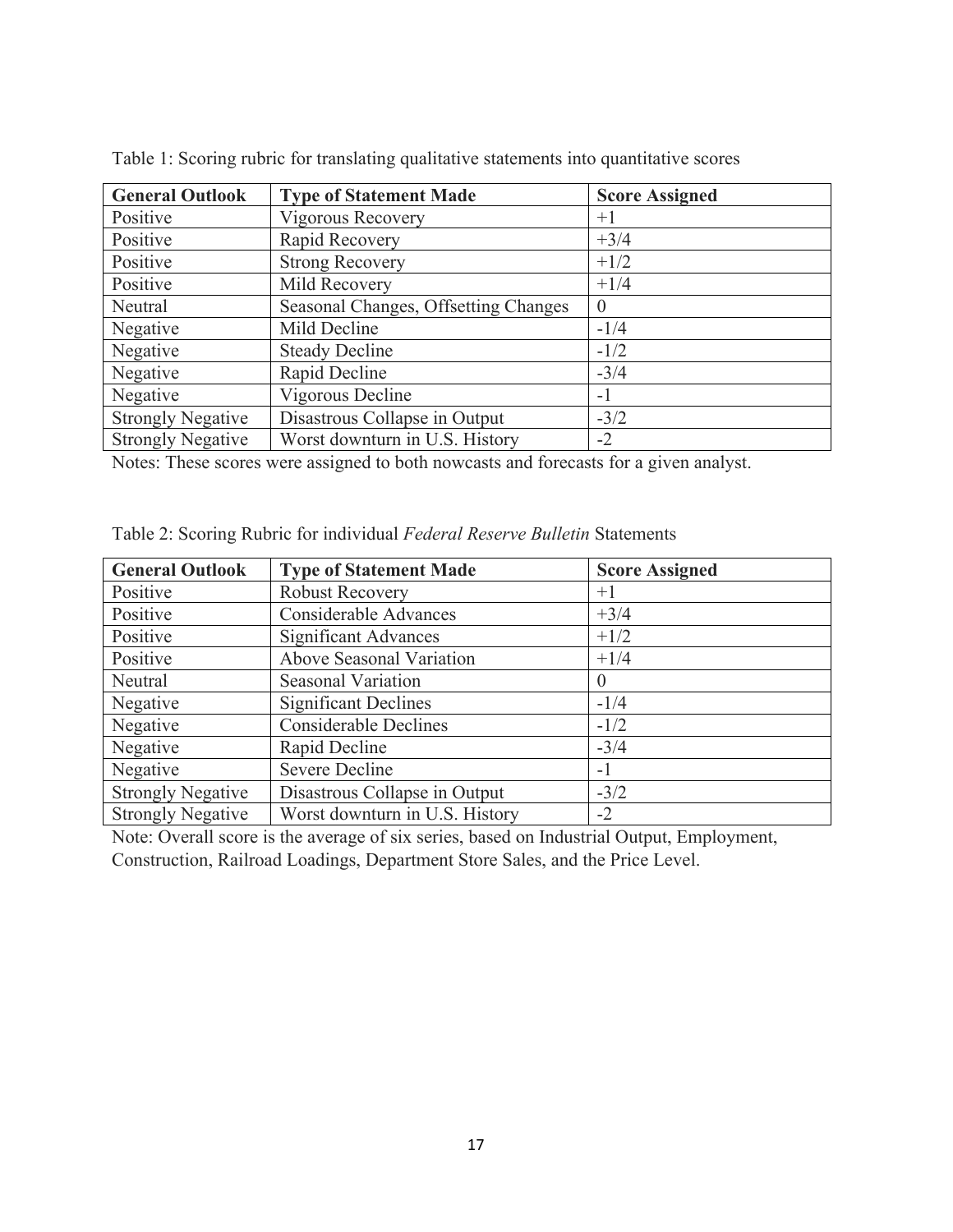Table 1: Scoring rubric for translating qualitative statements into quantitative scores

| General Outlook | Type of Statement Made | Score Assigned |
|---|---|---|
| Positive | Vigorous Recovery | +1 |
| Positive | Rapid Recovery | +3/4 |
| Positive | Strong Recovery | +1/2 |
| Positive | Mild Recovery | +1/4 |
| Neutral | Seasonal Changes, Offsetting Changes | 0 |
| Negative | Mild Decline | -1/4 |
| Negative | Steady Decline | -1/2 |
| Negative | Rapid Decline | -3/4 |
| Negative | Vigorous Decline | -1 |
| Strongly Negative | Disastrous Collapse in Output | -3/2 |
| Strongly Negative | Worst downturn in U.S. History | -2 |

Notes: These scores were assigned to both nowcasts and forecasts for a given analyst.

Table 2: Scoring Rubric for individual *Federal Reserve Bulletin* Statements

| General Outlook | Type of Statement Made | Score Assigned |
|---|---|---|
| Positive | Robust Recovery | +1 |
| Positive | Considerable Advances | +3/4 |
| Positive | Significant Advances | +1/2 |
| Positive | Above Seasonal Variation | +1/4 |
| Neutral | Seasonal Variation | 0 |
| Negative | Significant Declines | -1/4 |
| Negative | Considerable Declines | -1/2 |
| Negative | Rapid Decline | -3/4 |
| Negative | Severe Decline | -1 |
| Strongly Negative | Disastrous Collapse in Output | -3/2 |
| Strongly Negative | Worst downturn in U.S. History | -2 |

Note: Overall score is the average of six series, based on Industrial Output, Employment, Construction, Railroad Loadings, Department Store Sales, and the Price Level.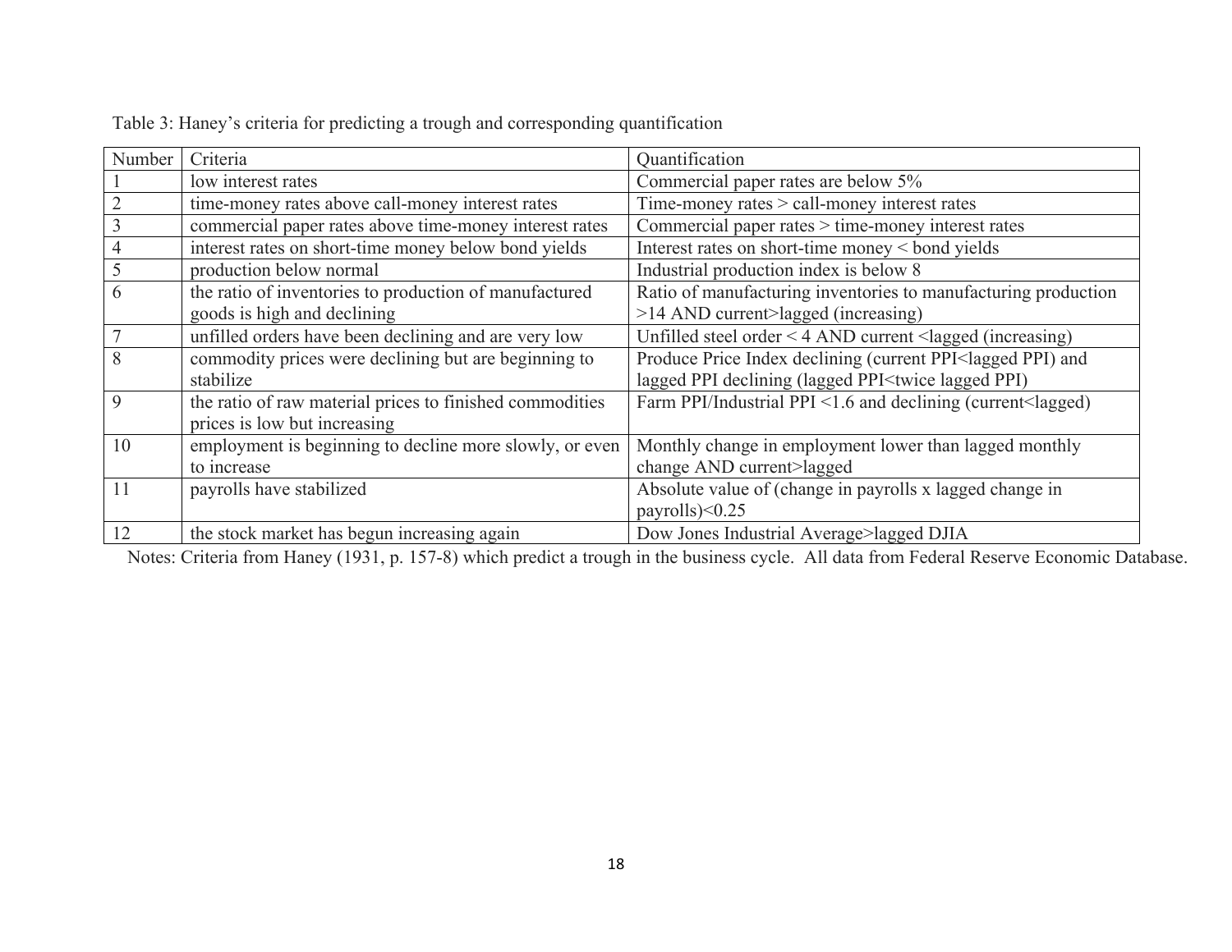Table 3: Haney's criteria for predicting a trough and corresponding quantification

| Number | Criteria | Quantification |
|---|---|---|
| 1 | low interest rates | Commercial paper rates are below 5% |
| 2 | time-money rates above call-money interest rates | Time-money rates > call-money interest rates |
| 3 | commercial paper rates above time-money interest rates | Commercial paper rates > time-money interest rates |
| 4 | interest rates on short-time money below bond yields | Interest rates on short-time money < bond yields |
| 5 | production below normal | Industrial production index is below 8 |
| 6 | the ratio of inventories to production of manufactured goods is high and declining | Ratio of manufacturing inventories to manufacturing production >14 AND current>lagged (increasing) |
| 7 | unfilled orders have been declining and are very low | Unfilled steel order < 4 AND current <lagged (increasing) |
| 8 | commodity prices were declining but are beginning to stabilize | Produce Price Index declining (current PPI<lagged PPI) and lagged PPI declining (lagged PPI<twice lagged PPI) |
| 9 | the ratio of raw material prices to finished commodities prices is low but increasing | Farm PPI/Industrial PPI <1.6 and declining (current<lagged) |
| 10 | employment is beginning to decline more slowly, or even to increase | Monthly change in employment lower than lagged monthly change AND current>lagged |
| 11 | payrolls have stabilized | Absolute value of (change in payrolls x lagged change in payrolls)<0.25 |
| 12 | the stock market has begun increasing again | Dow Jones Industrial Average>lagged DJIA |

Notes: Criteria from Haney (1931, p. 157-8) which predict a trough in the business cycle. All data from Federal Reserve Economic Database.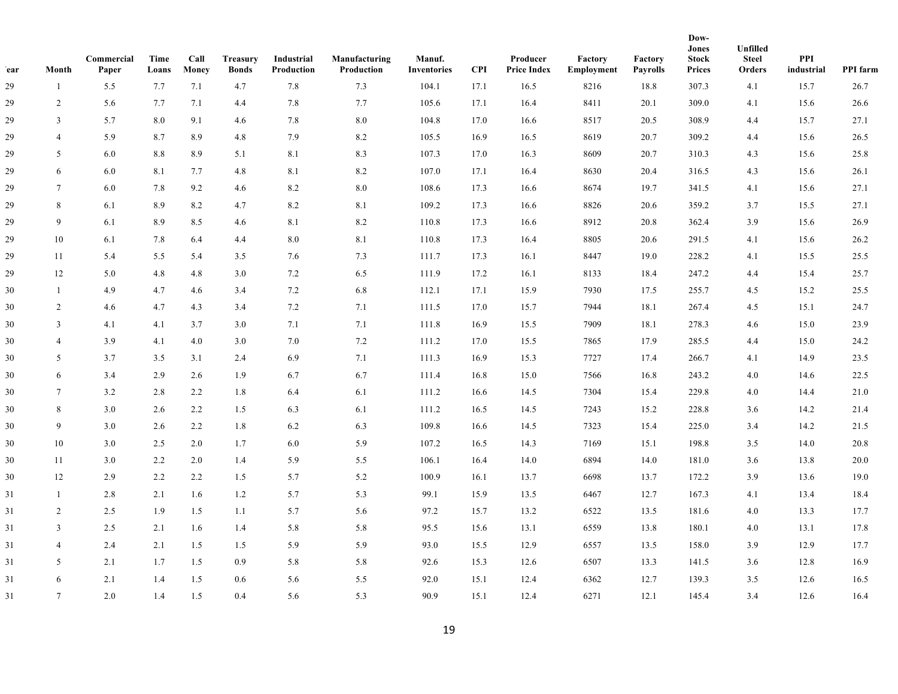| Year | Month | Commercial Paper | Time Loans | Call Money | Treasury Bonds | Industrial Production | Manufacturing Production | Manuf. Inventories | CPI | Producer Price Index | Factory Employment | Factory Payrolls | Dow-Jones Stock Prices | Unfilled Steel Orders | PPI industrial | PPI farm |
|---|---|---|---|---|---|---|---|---|---|---|---|---|---|---|---|---|
| 29 | 1 | 5.5 | 7.7 | 7.1 | 4.7 | 7.8 | 7.3 | 104.1 | 17.1 | 16.5 | 8216 | 18.8 | 307.3 | 4.1 | 15.7 | 26.7 |
| 29 | 2 | 5.6 | 7.7 | 7.1 | 4.4 | 7.8 | 7.7 | 105.6 | 17.1 | 16.4 | 8411 | 20.1 | 309.0 | 4.1 | 15.6 | 26.6 |
| 29 | 3 | 5.7 | 8.0 | 9.1 | 4.6 | 7.8 | 8.0 | 104.8 | 17.0 | 16.6 | 8517 | 20.5 | 308.9 | 4.4 | 15.7 | 27.1 |
| 29 | 4 | 5.9 | 8.7 | 8.9 | 4.8 | 7.9 | 8.2 | 105.5 | 16.9 | 16.5 | 8619 | 20.7 | 309.2 | 4.4 | 15.6 | 26.5 |
| 29 | 5 | 6.0 | 8.8 | 8.9 | 5.1 | 8.1 | 8.3 | 107.3 | 17.0 | 16.3 | 8609 | 20.7 | 310.3 | 4.3 | 15.6 | 25.8 |
| 29 | 6 | 6.0 | 8.1 | 7.7 | 4.8 | 8.1 | 8.2 | 107.0 | 17.1 | 16.4 | 8630 | 20.4 | 316.5 | 4.3 | 15.6 | 26.1 |
| 29 | 7 | 6.0 | 7.8 | 9.2 | 4.6 | 8.2 | 8.0 | 108.6 | 17.3 | 16.6 | 8674 | 19.7 | 341.5 | 4.1 | 15.6 | 27.1 |
| 29 | 8 | 6.1 | 8.9 | 8.2 | 4.7 | 8.2 | 8.1 | 109.2 | 17.3 | 16.6 | 8826 | 20.6 | 359.2 | 3.7 | 15.5 | 27.1 |
| 29 | 9 | 6.1 | 8.9 | 8.5 | 4.6 | 8.1 | 8.2 | 110.8 | 17.3 | 16.6 | 8912 | 20.8 | 362.4 | 3.9 | 15.6 | 26.9 |
| 29 | 10 | 6.1 | 7.8 | 6.4 | 4.4 | 8.0 | 8.1 | 110.8 | 17.3 | 16.4 | 8805 | 20.6 | 291.5 | 4.1 | 15.6 | 26.2 |
| 29 | 11 | 5.4 | 5.5 | 5.4 | 3.5 | 7.6 | 7.3 | 111.7 | 17.3 | 16.1 | 8447 | 19.0 | 228.2 | 4.1 | 15.5 | 25.5 |
| 29 | 12 | 5.0 | 4.8 | 4.8 | 3.0 | 7.2 | 6.5 | 111.9 | 17.2 | 16.1 | 8133 | 18.4 | 247.2 | 4.4 | 15.4 | 25.7 |
| 30 | 1 | 4.9 | 4.7 | 4.6 | 3.4 | 7.2 | 6.8 | 112.1 | 17.1 | 15.9 | 7930 | 17.5 | 255.7 | 4.5 | 15.2 | 25.5 |
| 30 | 2 | 4.6 | 4.7 | 4.3 | 3.4 | 7.2 | 7.1 | 111.5 | 17.0 | 15.7 | 7944 | 18.1 | 267.4 | 4.5 | 15.1 | 24.7 |
| 30 | 3 | 4.1 | 4.1 | 3.7 | 3.0 | 7.1 | 7.1 | 111.8 | 16.9 | 15.5 | 7909 | 18.1 | 278.3 | 4.6 | 15.0 | 23.9 |
| 30 | 4 | 3.9 | 4.1 | 4.0 | 3.0 | 7.0 | 7.2 | 111.2 | 17.0 | 15.5 | 7865 | 17.9 | 285.5 | 4.4 | 15.0 | 24.2 |
| 30 | 5 | 3.7 | 3.5 | 3.1 | 2.4 | 6.9 | 7.1 | 111.3 | 16.9 | 15.3 | 7727 | 17.4 | 266.7 | 4.1 | 14.9 | 23.5 |
| 30 | 6 | 3.4 | 2.9 | 2.6 | 1.9 | 6.7 | 6.7 | 111.4 | 16.8 | 15.0 | 7566 | 16.8 | 243.2 | 4.0 | 14.6 | 22.5 |
| 30 | 7 | 3.2 | 2.8 | 2.2 | 1.8 | 6.4 | 6.1 | 111.2 | 16.6 | 14.5 | 7304 | 15.4 | 229.8 | 4.0 | 14.4 | 21.0 |
| 30 | 8 | 3.0 | 2.6 | 2.2 | 1.5 | 6.3 | 6.1 | 111.2 | 16.5 | 14.5 | 7243 | 15.2 | 228.8 | 3.6 | 14.2 | 21.4 |
| 30 | 9 | 3.0 | 2.6 | 2.2 | 1.8 | 6.2 | 6.3 | 109.8 | 16.6 | 14.5 | 7323 | 15.4 | 225.0 | 3.4 | 14.2 | 21.5 |
| 30 | 10 | 3.0 | 2.5 | 2.0 | 1.7 | 6.0 | 5.9 | 107.2 | 16.5 | 14.3 | 7169 | 15.1 | 198.8 | 3.5 | 14.0 | 20.8 |
| 30 | 11 | 3.0 | 2.2 | 2.0 | 1.4 | 5.9 | 5.5 | 106.1 | 16.4 | 14.0 | 6894 | 14.0 | 181.0 | 3.6 | 13.8 | 20.0 |
| 30 | 12 | 2.9 | 2.2 | 2.2 | 1.5 | 5.7 | 5.2 | 100.9 | 16.1 | 13.7 | 6698 | 13.7 | 172.2 | 3.9 | 13.6 | 19.0 |
| 31 | 1 | 2.8 | 2.1 | 1.6 | 1.2 | 5.7 | 5.3 | 99.1 | 15.9 | 13.5 | 6467 | 12.7 | 167.3 | 4.1 | 13.4 | 18.4 |
| 31 | 2 | 2.5 | 1.9 | 1.5 | 1.1 | 5.7 | 5.6 | 97.2 | 15.7 | 13.2 | 6522 | 13.5 | 181.6 | 4.0 | 13.3 | 17.7 |
| 31 | 3 | 2.5 | 2.1 | 1.6 | 1.4 | 5.8 | 5.8 | 95.5 | 15.6 | 13.1 | 6559 | 13.8 | 180.1 | 4.0 | 13.1 | 17.8 |
| 31 | 4 | 2.4 | 2.1 | 1.5 | 1.5 | 5.9 | 5.9 | 93.0 | 15.5 | 12.9 | 6557 | 13.5 | 158.0 | 3.9 | 12.9 | 17.7 |
| 31 | 5 | 2.1 | 1.7 | 1.5 | 0.9 | 5.8 | 5.8 | 92.6 | 15.3 | 12.6 | 6507 | 13.3 | 141.5 | 3.6 | 12.8 | 16.9 |
| 31 | 6 | 2.1 | 1.4 | 1.5 | 0.6 | 5.6 | 5.5 | 92.0 | 15.1 | 12.4 | 6362 | 12.7 | 139.3 | 3.5 | 12.6 | 16.5 |
| 31 | 7 | 2.0 | 1.4 | 1.5 | 0.4 | 5.6 | 5.3 | 90.9 | 15.1 | 12.4 | 6271 | 12.1 | 145.4 | 3.4 | 12.6 | 16.4 |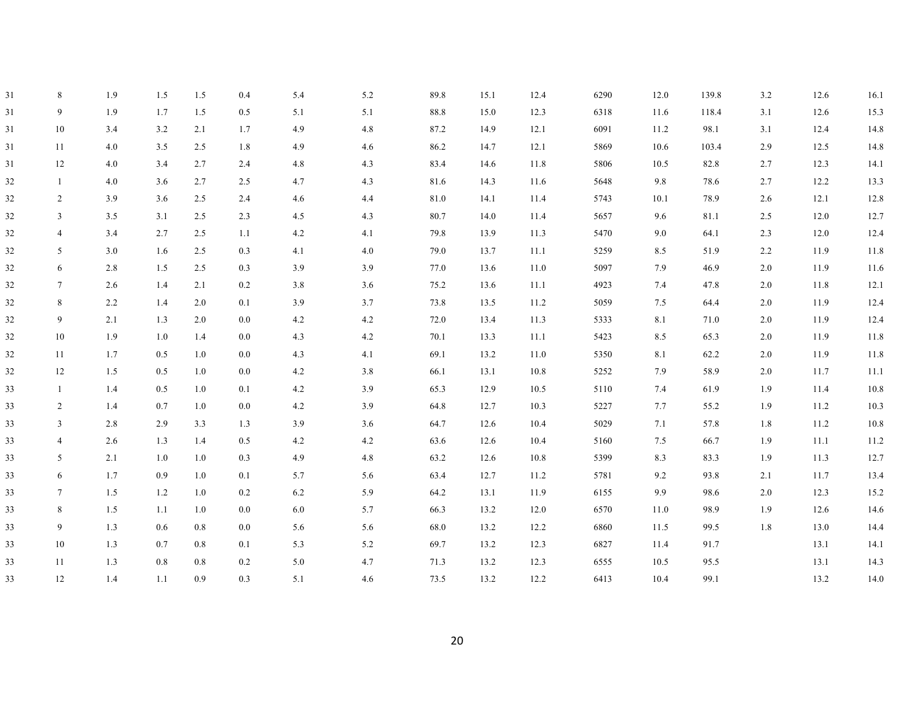| | | | | | | | | | | | | | | | | | |
|---|---|---|---|---|---|---|---|---|---|---|---|---|---|---|---|---|---|
| 31 | 8 | 1.9 | 1.5 | 1.5 | 0.4 | 5.4 | 5.2 | 89.8 | 15.1 | 12.4 | 6290 | 12.0 | 139.8 | 3.2 | 12.6 | 16.1 |
| 31 | 9 | 1.9 | 1.7 | 1.5 | 0.5 | 5.1 | 5.1 | 88.8 | 15.0 | 12.3 | 6318 | 11.6 | 118.4 | 3.1 | 12.6 | 15.3 |
| 31 | 10 | 3.4 | 3.2 | 2.1 | 1.7 | 4.9 | 4.8 | 87.2 | 14.9 | 12.1 | 6091 | 11.2 | 98.1 | 3.1 | 12.4 | 14.8 |
| 31 | 11 | 4.0 | 3.5 | 2.5 | 1.8 | 4.9 | 4.6 | 86.2 | 14.7 | 12.1 | 5869 | 10.6 | 103.4 | 2.9 | 12.5 | 14.8 |
| 31 | 12 | 4.0 | 3.4 | 2.7 | 2.4 | 4.8 | 4.3 | 83.4 | 14.6 | 11.8 | 5806 | 10.5 | 82.8 | 2.7 | 12.3 | 14.1 |
| 32 | 1 | 4.0 | 3.6 | 2.7 | 2.5 | 4.7 | 4.3 | 81.6 | 14.3 | 11.6 | 5648 | 9.8 | 78.6 | 2.7 | 12.2 | 13.3 |
| 32 | 2 | 3.9 | 3.6 | 2.5 | 2.4 | 4.6 | 4.4 | 81.0 | 14.1 | 11.4 | 5743 | 10.1 | 78.9 | 2.6 | 12.1 | 12.8 |
| 32 | 3 | 3.5 | 3.1 | 2.5 | 2.3 | 4.5 | 4.3 | 80.7 | 14.0 | 11.4 | 5657 | 9.6 | 81.1 | 2.5 | 12.0 | 12.7 |
| 32 | 4 | 3.4 | 2.7 | 2.5 | 1.1 | 4.2 | 4.1 | 79.8 | 13.9 | 11.3 | 5470 | 9.0 | 64.1 | 2.3 | 12.0 | 12.4 |
| 32 | 5 | 3.0 | 1.6 | 2.5 | 0.3 | 4.1 | 4.0 | 79.0 | 13.7 | 11.1 | 5259 | 8.5 | 51.9 | 2.2 | 11.9 | 11.8 |
| 32 | 6 | 2.8 | 1.5 | 2.5 | 0.3 | 3.9 | 3.9 | 77.0 | 13.6 | 11.0 | 5097 | 7.9 | 46.9 | 2.0 | 11.9 | 11.6 |
| 32 | 7 | 2.6 | 1.4 | 2.1 | 0.2 | 3.8 | 3.6 | 75.2 | 13.6 | 11.1 | 4923 | 7.4 | 47.8 | 2.0 | 11.8 | 12.1 |
| 32 | 8 | 2.2 | 1.4 | 2.0 | 0.1 | 3.9 | 3.7 | 73.8 | 13.5 | 11.2 | 5059 | 7.5 | 64.4 | 2.0 | 11.9 | 12.4 |
| 32 | 9 | 2.1 | 1.3 | 2.0 | 0.0 | 4.2 | 4.2 | 72.0 | 13.4 | 11.3 | 5333 | 8.1 | 71.0 | 2.0 | 11.9 | 12.4 |
| 32 | 10 | 1.9 | 1.0 | 1.4 | 0.0 | 4.3 | 4.2 | 70.1 | 13.3 | 11.1 | 5423 | 8.5 | 65.3 | 2.0 | 11.9 | 11.8 |
| 32 | 11 | 1.7 | 0.5 | 1.0 | 0.0 | 4.3 | 4.1 | 69.1 | 13.2 | 11.0 | 5350 | 8.1 | 62.2 | 2.0 | 11.9 | 11.8 |
| 32 | 12 | 1.5 | 0.5 | 1.0 | 0.0 | 4.2 | 3.8 | 66.1 | 13.1 | 10.8 | 5252 | 7.9 | 58.9 | 2.0 | 11.7 | 11.1 |
| 33 | 1 | 1.4 | 0.5 | 1.0 | 0.1 | 4.2 | 3.9 | 65.3 | 12.9 | 10.5 | 5110 | 7.4 | 61.9 | 1.9 | 11.4 | 10.8 |
| 33 | 2 | 1.4 | 0.7 | 1.0 | 0.0 | 4.2 | 3.9 | 64.8 | 12.7 | 10.3 | 5227 | 7.7 | 55.2 | 1.9 | 11.2 | 10.3 |
| 33 | 3 | 2.8 | 2.9 | 3.3 | 1.3 | 3.9 | 3.6 | 64.7 | 12.6 | 10.4 | 5029 | 7.1 | 57.8 | 1.8 | 11.2 | 10.8 |
| 33 | 4 | 2.6 | 1.3 | 1.4 | 0.5 | 4.2 | 4.2 | 63.6 | 12.6 | 10.4 | 5160 | 7.5 | 66.7 | 1.9 | 11.1 | 11.2 |
| 33 | 5 | 2.1 | 1.0 | 1.0 | 0.3 | 4.9 | 4.8 | 63.2 | 12.6 | 10.8 | 5399 | 8.3 | 83.3 | 1.9 | 11.3 | 12.7 |
| 33 | 6 | 1.7 | 0.9 | 1.0 | 0.1 | 5.7 | 5.6 | 63.4 | 12.7 | 11.2 | 5781 | 9.2 | 93.8 | 2.1 | 11.7 | 13.4 |
| 33 | 7 | 1.5 | 1.2 | 1.0 | 0.2 | 6.2 | 5.9 | 64.2 | 13.1 | 11.9 | 6155 | 9.9 | 98.6 | 2.0 | 12.3 | 15.2 |
| 33 | 8 | 1.5 | 1.1 | 1.0 | 0.0 | 6.0 | 5.7 | 66.3 | 13.2 | 12.0 | 6570 | 11.0 | 98.9 | 1.9 | 12.6 | 14.6 |
| 33 | 9 | 1.3 | 0.6 | 0.8 | 0.0 | 5.6 | 5.6 | 68.0 | 13.2 | 12.2 | 6860 | 11.5 | 99.5 | 1.8 | 13.0 | 14.4 |
| 33 | 10 | 1.3 | 0.7 | 0.8 | 0.1 | 5.3 | 5.2 | 69.7 | 13.2 | 12.3 | 6827 | 11.4 | 91.7 | | 13.1 | 14.1 |
| 33 | 11 | 1.3 | 0.8 | 0.8 | 0.2 | 5.0 | 4.7 | 71.3 | 13.2 | 12.3 | 6555 | 10.5 | 95.5 | | 13.1 | 14.3 |
| 33 | 12 | 1.4 | 1.1 | 0.9 | 0.3 | 5.1 | 4.6 | 73.5 | 13.2 | 12.2 | 6413 | 10.4 | 99.1 | | 13.2 | 14.0 |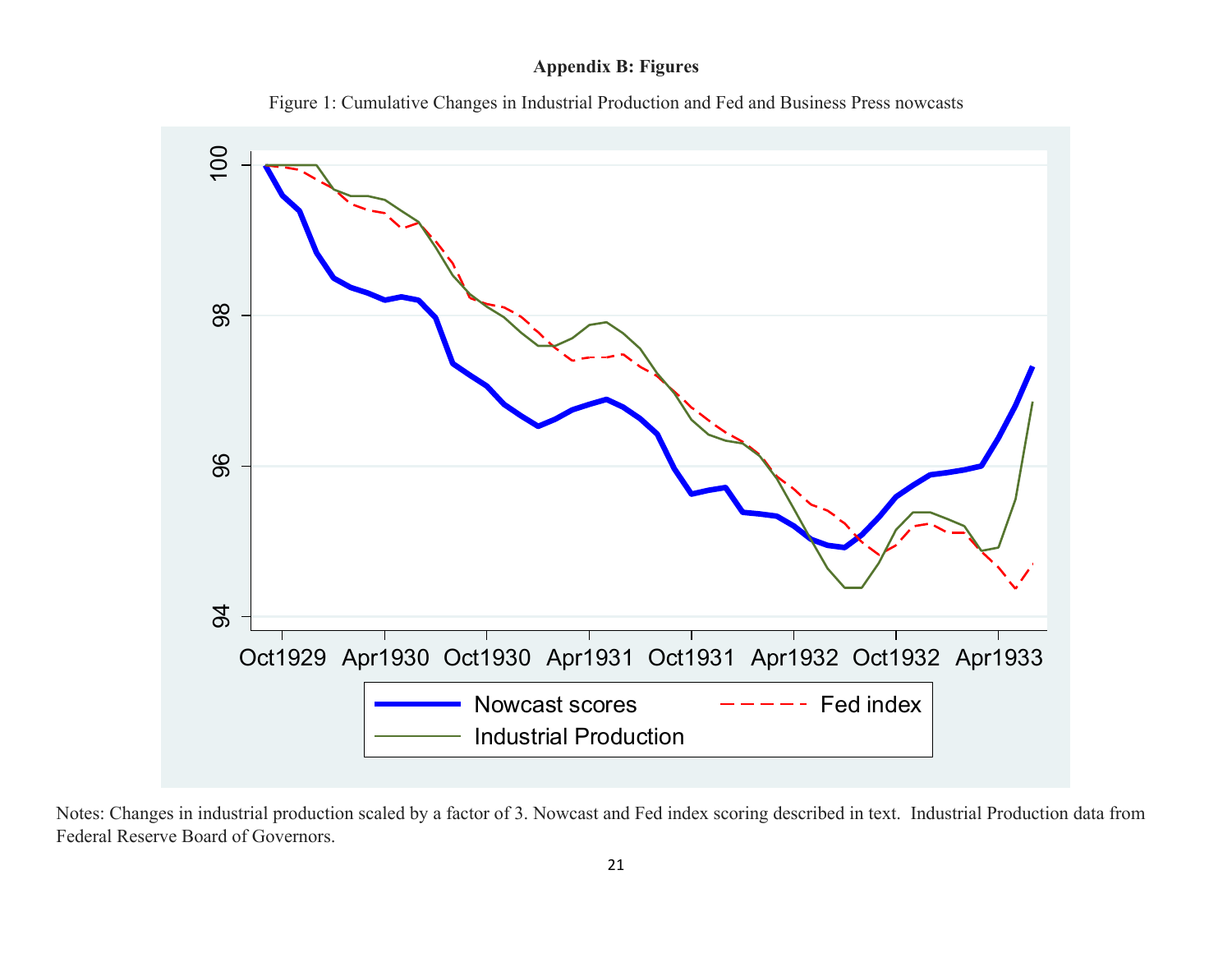## Appendix B: Figures

Figure 1: Cumulative Changes in Industrial Production and Fed and Business Press nowcasts

Notes: Changes in industrial production scaled by a factor of 3. Nowcast and Fed index scoring described in text. Industrial Production data from Federal Reserve Board of Governors.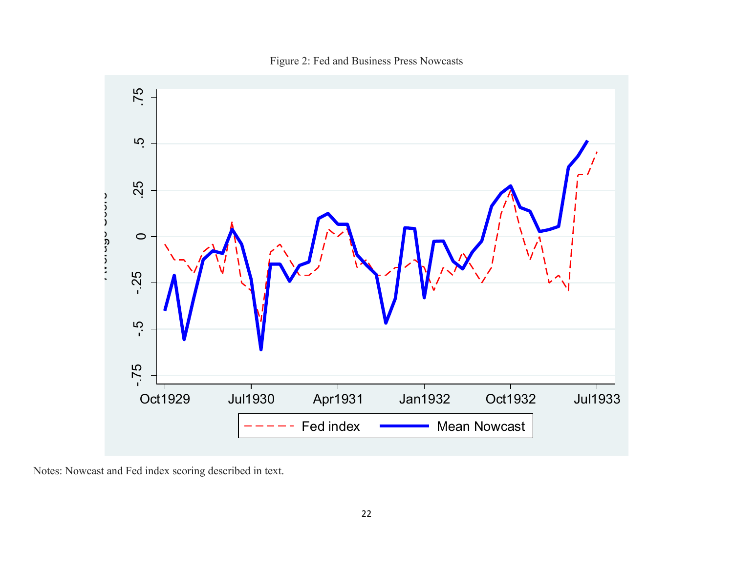Figure 2: Fed and Business Press Nowcasts

Notes: Nowcast and Fed index scoring described in text.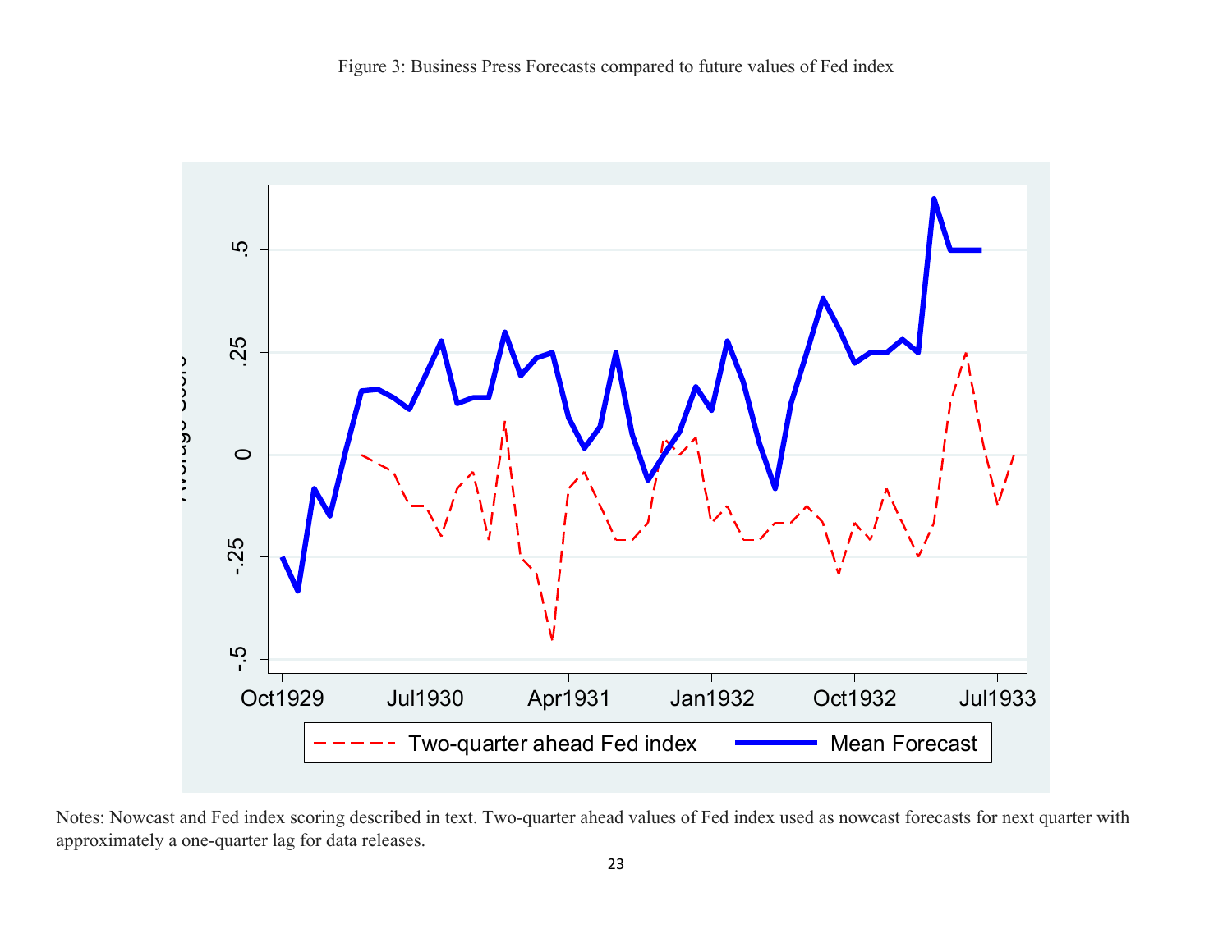Figure 3: Business Press Forecasts compared to future values of Fed index

Notes: Nowcast and Fed index scoring described in text. Two-quarter ahead values of Fed index used as nowcast forecasts for next quarter with approximately a one-quarter lag for data releases.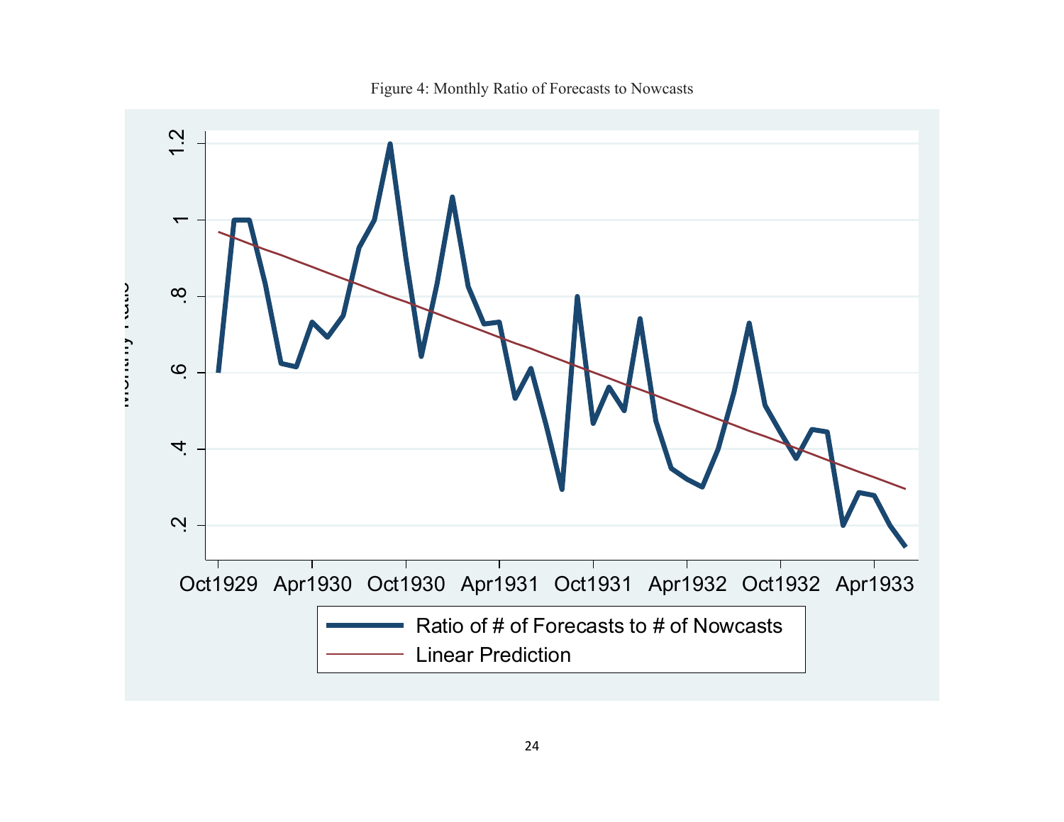Figure 4: Monthly Ratio of Forecasts to Nowcasts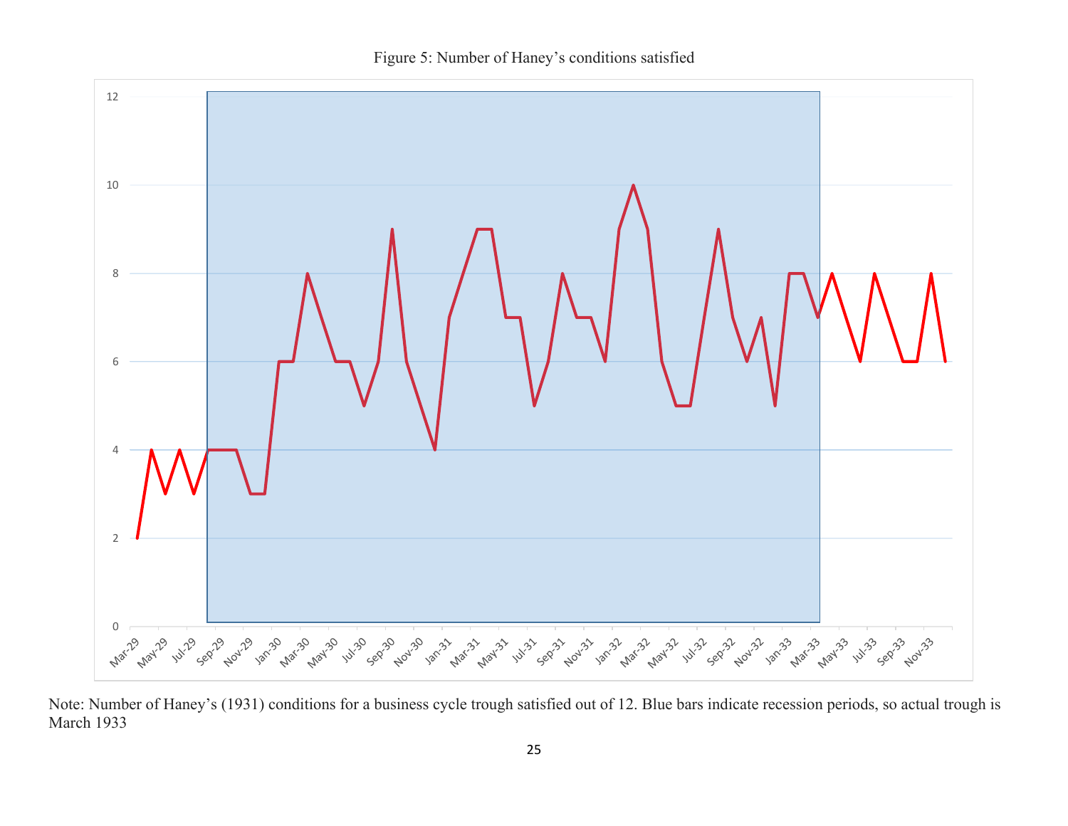Figure 5: Number of Haney's conditions satisfied

Note: Number of Haney's (1931) conditions for a business cycle trough satisfied out of 12. Blue bars indicate recession periods, so actual trough is March 1933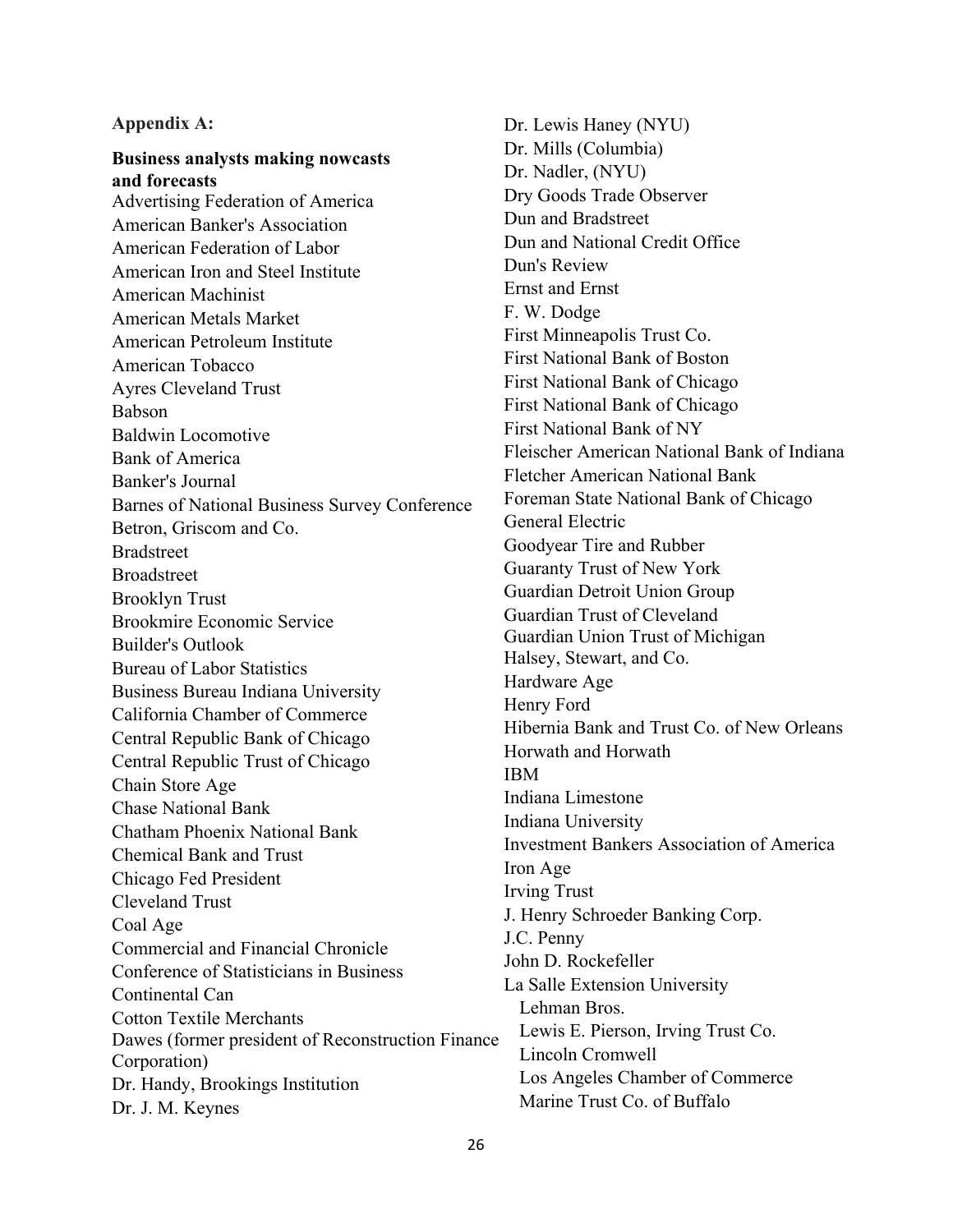**Appendix A:**

**Business analysts making nowcasts and forecasts**

Advertising Federation of America
American Banker's Association
American Federation of Labor
American Iron and Steel Institute
American Machinist
American Metals Market
American Petroleum Institute
American Tobacco
Ayres Cleveland Trust
Babson
Baldwin Locomotive
Bank of America
Banker's Journal
Barnes of National Business Survey Conference
Betron, Griscom and Co.
Bradstreet
Broadstreet
Brooklyn Trust
Brookmire Economic Service
Builder's Outlook
Bureau of Labor Statistics
Business Bureau Indiana University
California Chamber of Commerce
Central Republic Bank of Chicago
Central Republic Trust of Chicago
Chain Store Age
Chase National Bank
Chatham Phoenix National Bank
Chemical Bank and Trust
Chicago Fed President
Cleveland Trust
Coal Age
Commercial and Financial Chronicle
Conference of Statisticians in Business
Continental Can
Cotton Textile Merchants
Dawes (former president of Reconstruction Finance Corporation)
Dr. Handy, Brookings Institution
Dr. J. M. Keynes
Dr. Lewis Haney (NYU)
Dr. Mills (Columbia)
Dr. Nadler, (NYU)
Dry Goods Trade Observer
Dun and Bradstreet
Dun and National Credit Office
Dun's Review
Ernst and Ernst
F. W. Dodge
First Minneapolis Trust Co.
First National Bank of Boston
First National Bank of Chicago
First National Bank of Chicago
First National Bank of NY
Fleischer American National Bank of Indiana
Fletcher American National Bank
Foreman State National Bank of Chicago
General Electric
Goodyear Tire and Rubber
Guaranty Trust of New York
Guardian Detroit Union Group
Guardian Trust of Cleveland
Guardian Union Trust of Michigan
Halsey, Stewart, and Co.
Hardware Age
Henry Ford
Hibernia Bank and Trust Co. of New Orleans
Horwath and Horwath
IBM
Indiana Limestone
Indiana University
Investment Bankers Association of America
Iron Age
Irving Trust
J. Henry Schroeder Banking Corp.
J.C. Penny
John D. Rockefeller
La Salle Extension University
Lehman Bros.
Lewis E. Pierson, Irving Trust Co.
Lincoln Cromwell
Los Angeles Chamber of Commerce
Marine Trust Co. of Buffalo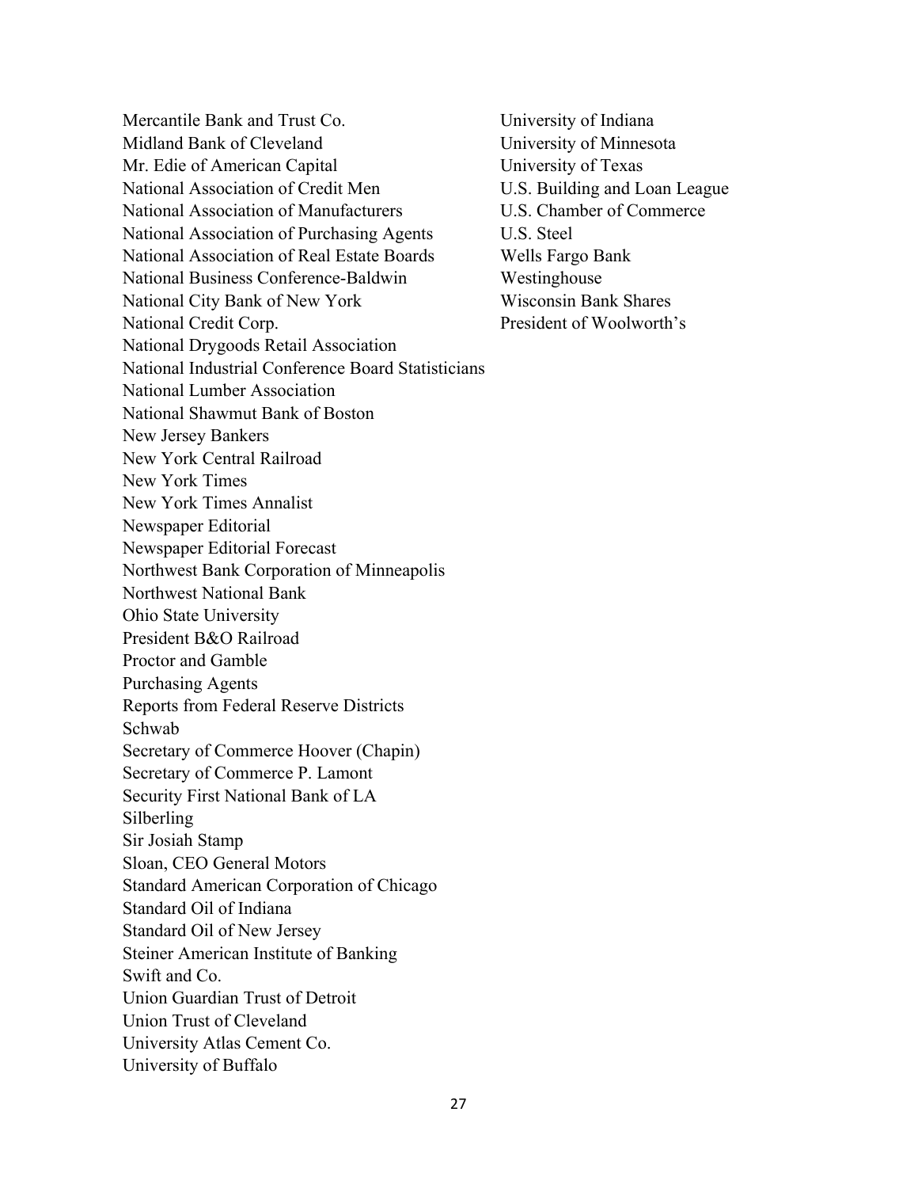Mercantile Bank and Trust Co.
Midland Bank of Cleveland
Mr. Edie of American Capital
National Association of Credit Men
National Association of Manufacturers
National Association of Purchasing Agents
National Association of Real Estate Boards
National Business Conference-Baldwin
National City Bank of New York
National Credit Corp.
National Drygoods Retail Association
National Industrial Conference Board Statisticians
National Lumber Association
National Shawmut Bank of Boston
New Jersey Bankers
New York Central Railroad
New York Times
New York Times Annalist
Newspaper Editorial
Newspaper Editorial Forecast
Northwest Bank Corporation of Minneapolis
Northwest National Bank
Ohio State University
President B&O Railroad
Proctor and Gamble
Purchasing Agents
Reports from Federal Reserve Districts
Schwab
Secretary of Commerce Hoover (Chapin)
Secretary of Commerce P. Lamont
Security First National Bank of LA
Silberling
Sir Josiah Stamp
Sloan, CEO General Motors
Standard American Corporation of Chicago
Standard Oil of Indiana
Standard Oil of New Jersey
Steiner American Institute of Banking
Swift and Co.
Union Guardian Trust of Detroit
Union Trust of Cleveland
University Atlas Cement Co.
University of Buffalo
University of Indiana
University of Minnesota
University of Texas
U.S. Building and Loan League
U.S. Chamber of Commerce
U.S. Steel
Wells Fargo Bank
Westinghouse
Wisconsin Bank Shares
President of Woolworth's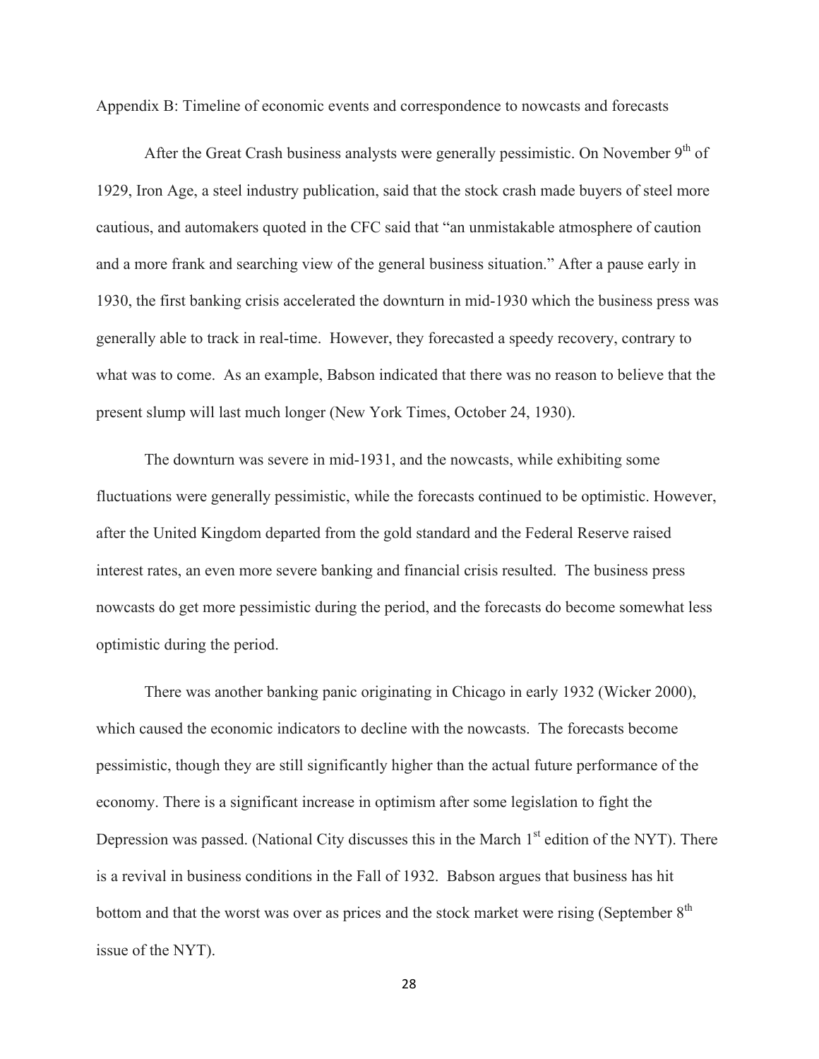Appendix B: Timeline of economic events and correspondence to nowcasts and forecasts

After the Great Crash business analysts were generally pessimistic. On November 9th of 1929, Iron Age, a steel industry publication, said that the stock crash made buyers of steel more cautious, and automakers quoted in the CFC said that "an unmistakable atmosphere of caution and a more frank and searching view of the general business situation." After a pause early in 1930, the first banking crisis accelerated the downturn in mid-1930 which the business press was generally able to track in real-time. However, they forecasted a speedy recovery, contrary to what was to come. As an example, Babson indicated that there was no reason to believe that the present slump will last much longer (New York Times, October 24, 1930).

The downturn was severe in mid-1931, and the nowcasts, while exhibiting some fluctuations were generally pessimistic, while the forecasts continued to be optimistic. However, after the United Kingdom departed from the gold standard and the Federal Reserve raised interest rates, an even more severe banking and financial crisis resulted. The business press nowcasts do get more pessimistic during the period, and the forecasts do become somewhat less optimistic during the period.

There was another banking panic originating in Chicago in early 1932 (Wicker 2000), which caused the economic indicators to decline with the nowcasts. The forecasts become pessimistic, though they are still significantly higher than the actual future performance of the economy. There is a significant increase in optimism after some legislation to fight the Depression was passed. (National City discusses this in the March 1st edition of the NYT). There is a revival in business conditions in the Fall of 1932. Babson argues that business has hit bottom and that the worst was over as prices and the stock market were rising (September 8th issue of the NYT).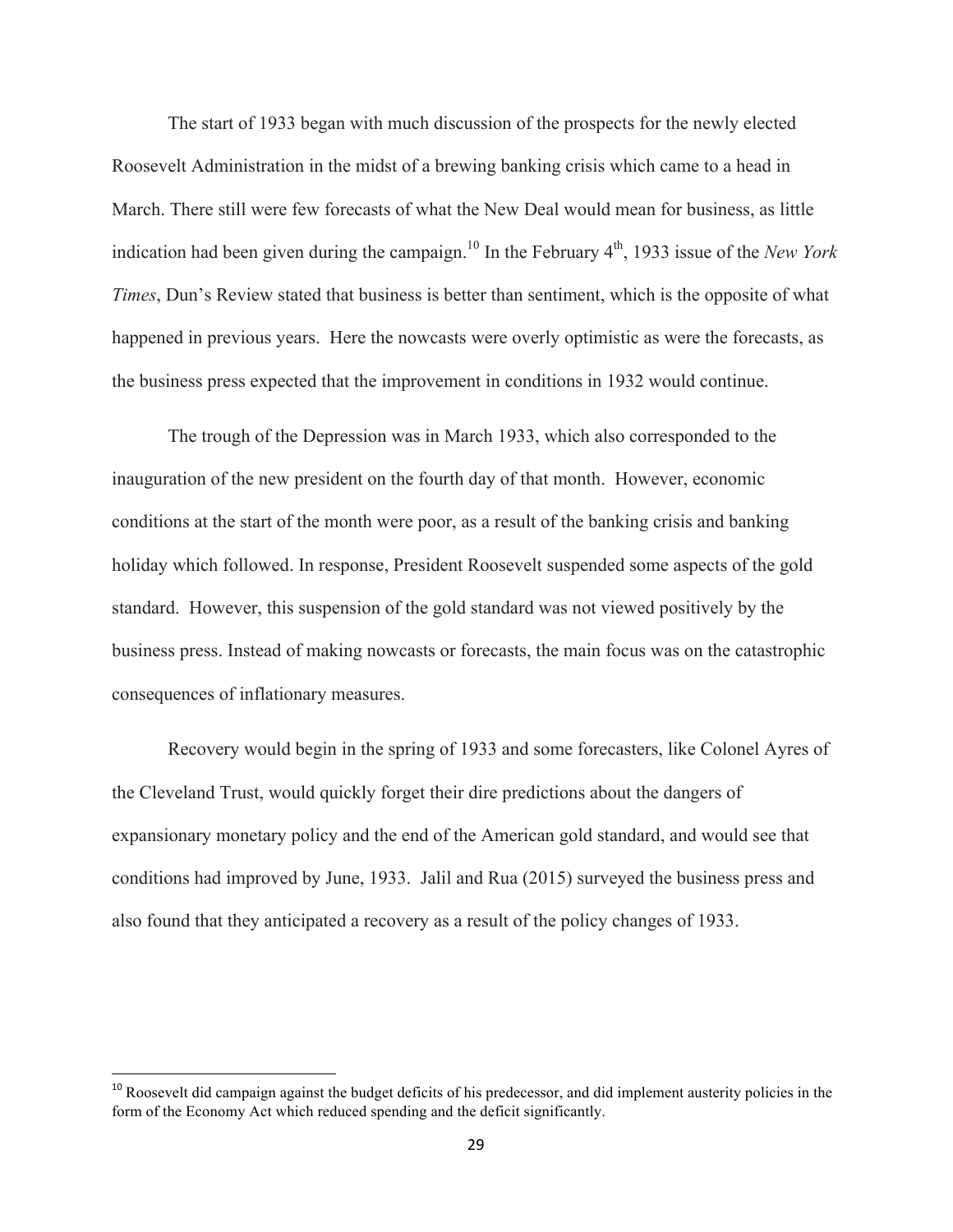The start of 1933 began with much discussion of the prospects for the newly elected Roosevelt Administration in the midst of a brewing banking crisis which came to a head in March. There still were few forecasts of what the New Deal would mean for business, as little indication had been given during the campaign.[10] In the February 4th, 1933 issue of the *New York Times*, Dun's Review stated that business is better than sentiment, which is the opposite of what happened in previous years. Here the nowcasts were overly optimistic as were the forecasts, as the business press expected that the improvement in conditions in 1932 would continue.

The trough of the Depression was in March 1933, which also corresponded to the inauguration of the new president on the fourth day of that month. However, economic conditions at the start of the month were poor, as a result of the banking crisis and banking holiday which followed. In response, President Roosevelt suspended some aspects of the gold standard. However, this suspension of the gold standard was not viewed positively by the business press. Instead of making nowcasts or forecasts, the main focus was on the catastrophic consequences of inflationary measures.

Recovery would begin in the spring of 1933 and some forecasters, like Colonel Ayres of the Cleveland Trust, would quickly forget their dire predictions about the dangers of expansionary monetary policy and the end of the American gold standard, and would see that conditions had improved by June, 1933. Jalil and Rua (2015) surveyed the business press and also found that they anticipated a recovery as a result of the policy changes of 1933.

[10] Roosevelt did campaign against the budget deficits of his predecessor, and did implement austerity policies in the form of the Economy Act which reduced spending and the deficit significantly.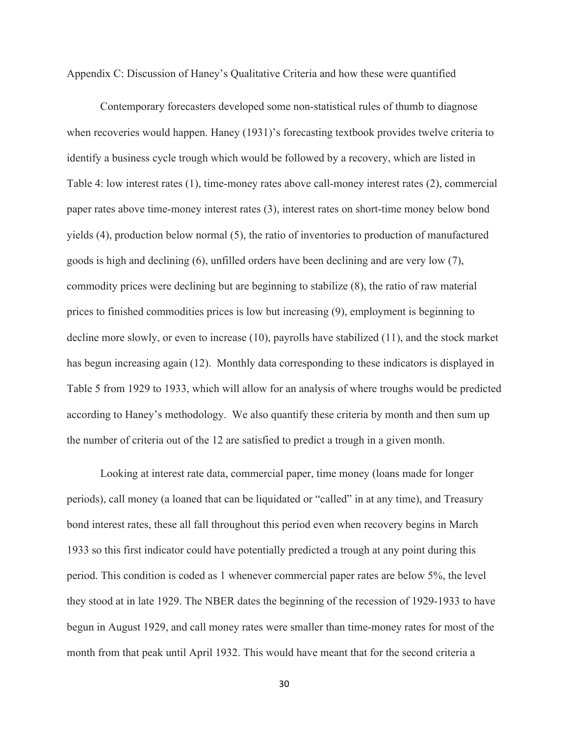Appendix C: Discussion of Haney's Qualitative Criteria and how these were quantified

Contemporary forecasters developed some non-statistical rules of thumb to diagnose when recoveries would happen. Haney (1931)'s forecasting textbook provides twelve criteria to identify a business cycle trough which would be followed by a recovery, which are listed in Table 4: low interest rates (1), time-money rates above call-money interest rates (2), commercial paper rates above time-money interest rates (3), interest rates on short-time money below bond yields (4), production below normal (5), the ratio of inventories to production of manufactured goods is high and declining (6), unfilled orders have been declining and are very low (7), commodity prices were declining but are beginning to stabilize (8), the ratio of raw material prices to finished commodities prices is low but increasing (9), employment is beginning to decline more slowly, or even to increase (10), payrolls have stabilized (11), and the stock market has begun increasing again (12). Monthly data corresponding to these indicators is displayed in Table 5 from 1929 to 1933, which will allow for an analysis of where troughs would be predicted according to Haney's methodology. We also quantify these criteria by month and then sum up the number of criteria out of the 12 are satisfied to predict a trough in a given month.

Looking at interest rate data, commercial paper, time money (loans made for longer periods), call money (a loaned that can be liquidated or "called" in at any time), and Treasury bond interest rates, these all fall throughout this period even when recovery begins in March 1933 so this first indicator could have potentially predicted a trough at any point during this period. This condition is coded as 1 whenever commercial paper rates are below 5%, the level they stood at in late 1929. The NBER dates the beginning of the recession of 1929-1933 to have begun in August 1929, and call money rates were smaller than time-money rates for most of the month from that peak until April 1932. This would have meant that for the second criteria a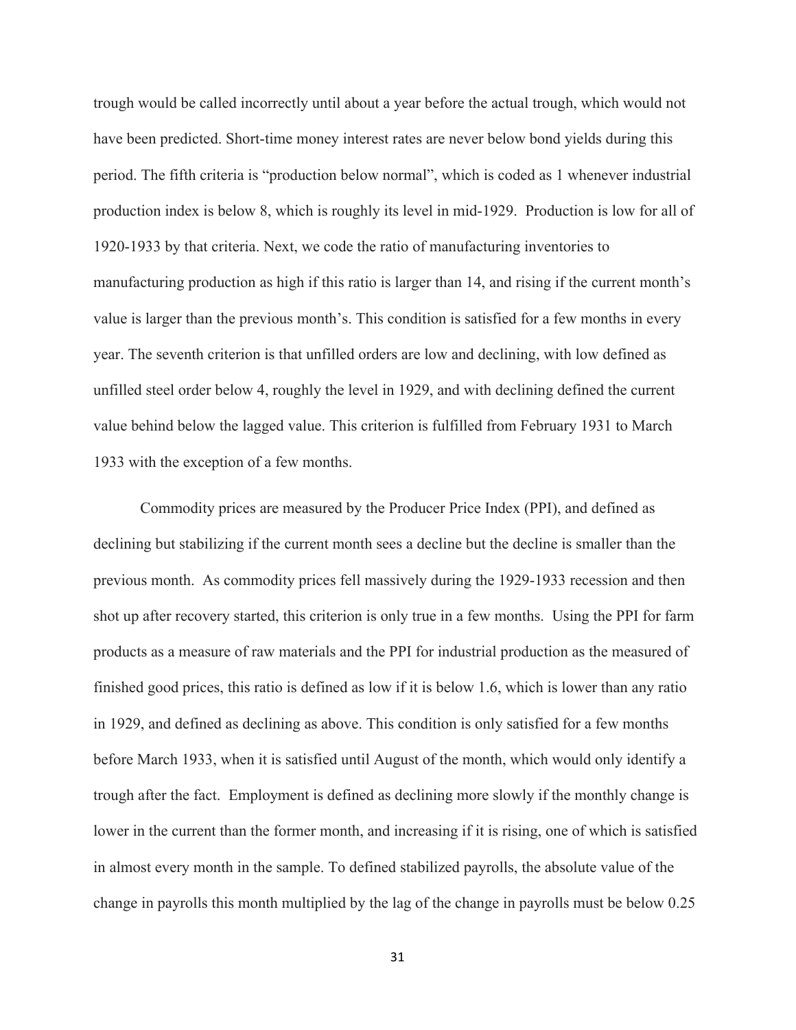trough would be called incorrectly until about a year before the actual trough, which would not have been predicted. Short-time money interest rates are never below bond yields during this period. The fifth criteria is "production below normal", which is coded as 1 whenever industrial production index is below 8, which is roughly its level in mid-1929. Production is low for all of 1920-1933 by that criteria. Next, we code the ratio of manufacturing inventories to manufacturing production as high if this ratio is larger than 14, and rising if the current month's value is larger than the previous month's. This condition is satisfied for a few months in every year. The seventh criterion is that unfilled orders are low and declining, with low defined as unfilled steel order below 4, roughly the level in 1929, and with declining defined the current value behind below the lagged value. This criterion is fulfilled from February 1931 to March 1933 with the exception of a few months.

Commodity prices are measured by the Producer Price Index (PPI), and defined as declining but stabilizing if the current month sees a decline but the decline is smaller than the previous month. As commodity prices fell massively during the 1929-1933 recession and then shot up after recovery started, this criterion is only true in a few months. Using the PPI for farm products as a measure of raw materials and the PPI for industrial production as the measured of finished good prices, this ratio is defined as low if it is below 1.6, which is lower than any ratio in 1929, and defined as declining as above. This condition is only satisfied for a few months before March 1933, when it is satisfied until August of the month, which would only identify a trough after the fact. Employment is defined as declining more slowly if the monthly change is lower in the current than the former month, and increasing if it is rising, one of which is satisfied in almost every month in the sample. To defined stabilized payrolls, the absolute value of the change in payrolls this month multiplied by the lag of the change in payrolls must be below 0.25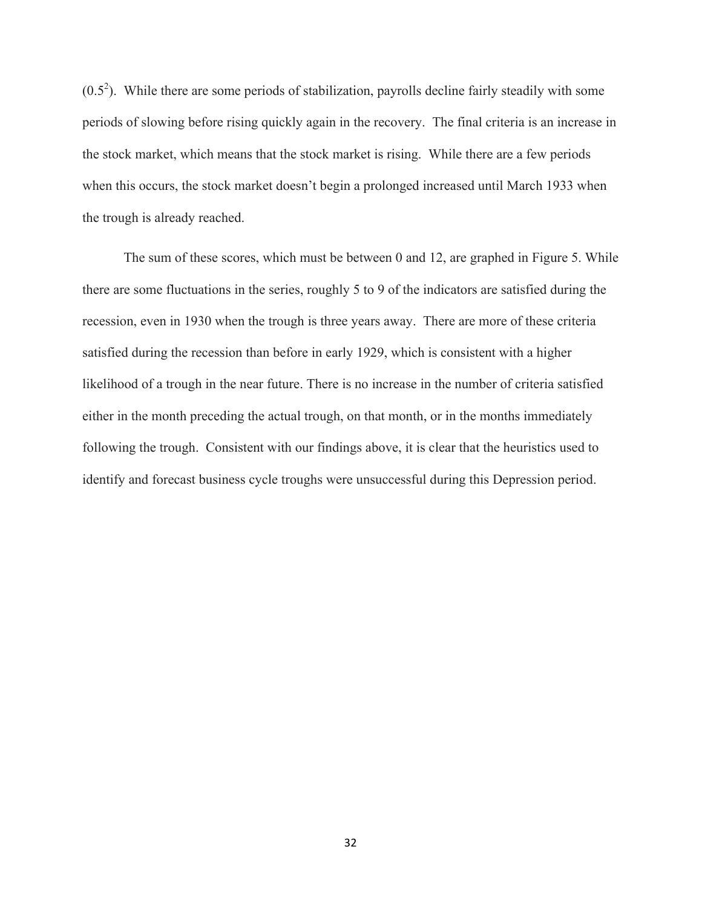($0.5^2$). While there are some periods of stabilization, payrolls decline fairly steadily with some periods of slowing before rising quickly again in the recovery. The final criteria is an increase in the stock market, which means that the stock market is rising. While there are a few periods when this occurs, the stock market doesn't begin a prolonged increased until March 1933 when the trough is already reached.

The sum of these scores, which must be between 0 and 12, are graphed in Figure 5. While there are some fluctuations in the series, roughly 5 to 9 of the indicators are satisfied during the recession, even in 1930 when the trough is three years away. There are more of these criteria satisfied during the recession than before in early 1929, which is consistent with a higher likelihood of a trough in the near future. There is no increase in the number of criteria satisfied either in the month preceding the actual trough, on that month, or in the months immediately following the trough. Consistent with our findings above, it is clear that the heuristics used to identify and forecast business cycle troughs were unsuccessful during this Depression period.